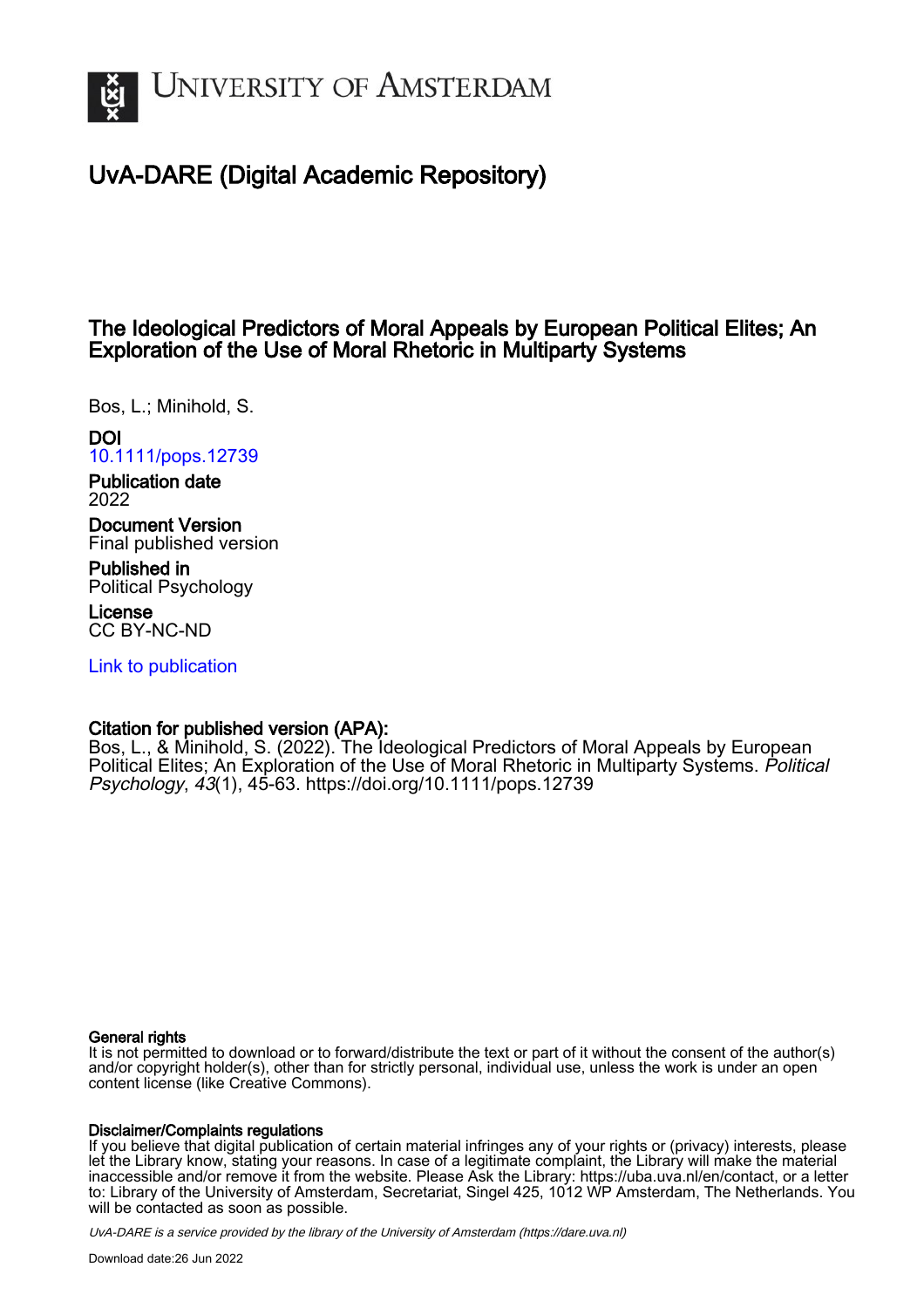# UvA-DARE (Digital Academic Repository)

## The Ideological Predictors of Moral Appeals by European Political Elites; An Exploration of the Use of Moral Rhetoric in Multiparty Systems

Bos, L.; Minihold, S.

**DOI**
10.1111/pops.12739

**Publication date**
2022

**Document Version**
Final published version

**Published in**
Political Psychology

**License**
CC BY-NC-ND

Link to publication

**Citation for published version (APA):**
Bos, L., & Minihold, S. (2022). The Ideological Predictors of Moral Appeals by European Political Elites; An Exploration of the Use of Moral Rhetoric in Multiparty Systems. *Political Psychology*, *43*(1), 45-63. https://doi.org/10.1111/pops.12739

**General rights**
It is not permitted to download or to forward/distribute the text or part of it without the consent of the author(s) and/or copyright holder(s), other than for strictly personal, individual use, unless the work is under an open content license (like Creative Commons).

**Disclaimer/Complaints regulations**
If you believe that digital publication of certain material infringes any of your rights or (privacy) interests, please let the Library know, stating your reasons. In case of a legitimate complaint, the Library will make the material inaccessible and/or remove it from the website. Please Ask the Library: https://uba.uva.nl/en/contact, or a letter to: Library of the University of Amsterdam, Secretariat, Singel 425, 1012 WP Amsterdam, The Netherlands. You will be contacted as soon as possible.

*UvA-DARE is a service provided by the library of the University of Amsterdam (https://dare.uva.nl)*

Download date:26 Jun 2022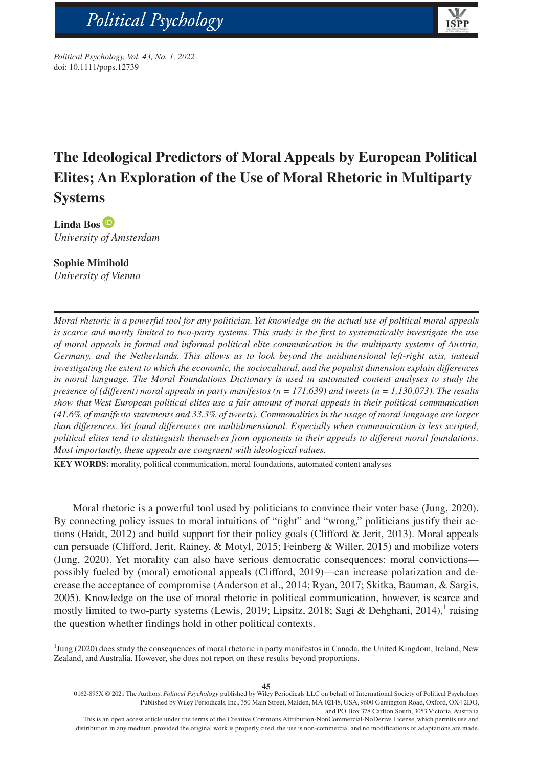# The Ideological Predictors of Moral Appeals by European Political Elites; An Exploration of the Use of Moral Rhetoric in Multiparty Systems

**Linda Bos**
*University of Amsterdam*

**Sophie Minihold**
*University of Vienna*

*Moral rhetoric is a powerful tool for any politician. Yet knowledge on the actual use of political moral appeals is scarce and mostly limited to two-party systems. This study is the first to systematically investigate the use of moral appeals in formal and informal political elite communication in the multiparty systems of Austria, Germany, and the Netherlands. This allows us to look beyond the unidimensional left-right axis, instead investigating the extent to which the economic, the sociocultural, and the populist dimension explain differences in moral language. The Moral Foundations Dictionary is used in automated content analyses to study the presence of (different) moral appeals in party manifestos (n = 171,639) and tweets (n = 1,130,073). The results show that West European political elites use a fair amount of moral appeals in their political communication (41.6% of manifesto statements and 33.3% of tweets). Commonalities in the usage of moral language are larger than differences. Yet found differences are multidimensional. Especially when communication is less scripted, political elites tend to distinguish themselves from opponents in their appeals to different moral foundations. Most importantly, these appeals are congruent with ideological values.*

**KEY WORDS:** morality, political communication, moral foundations, automated content analyses

Moral rhetoric is a powerful tool used by politicians to convince their voter base (Jung, 2020). By connecting policy issues to moral intuitions of "right" and "wrong," politicians justify their actions (Haidt, 2012) and build support for their policy goals (Clifford & Jerit, 2013). Moral appeals can persuade (Clifford, Jerit, Rainey, & Motyl, 2015; Feinberg & Willer, 2015) and mobilize voters (Jung, 2020). Yet morality can also have serious democratic consequences: moral convictions—possibly fueled by (moral) emotional appeals (Clifford, 2019)—can increase polarization and decrease the acceptance of compromise (Anderson et al., 2014; Ryan, 2017; Skitka, Bauman, & Sargis, 2005). Knowledge on the use of moral rhetoric in political communication, however, is scarce and mostly limited to two-party systems (Lewis, 2019; Lipsitz, 2018; Sagi & Dehghani, 2014),[1] raising the question whether findings hold in other political contexts.

[1] Jung (2020) does study the consequences of moral rhetoric in party manifestos in Canada, the United Kingdom, Ireland, New Zealand, and Australia. However, she does not report on these results beyond proportions.

0162-895X © 2021 The Authors. *Political Psychology* published by Wiley Periodicals LLC on behalf of International Society of Political Psychology
Published by Wiley Periodicals, Inc., 350 Main Street, Malden, MA 02148, USA, 9600 Garsington Road, Oxford, OX4 2DQ, and PO Box 378 Carlton South, 3053 Victoria, Australia

This is an open access article under the terms of the Creative Commons Attribution-NonCommercial-NoDerivs License, which permits use and distribution in any medium, provided the original work is properly cited, the use is non-commercial and no modifications or adaptations are made.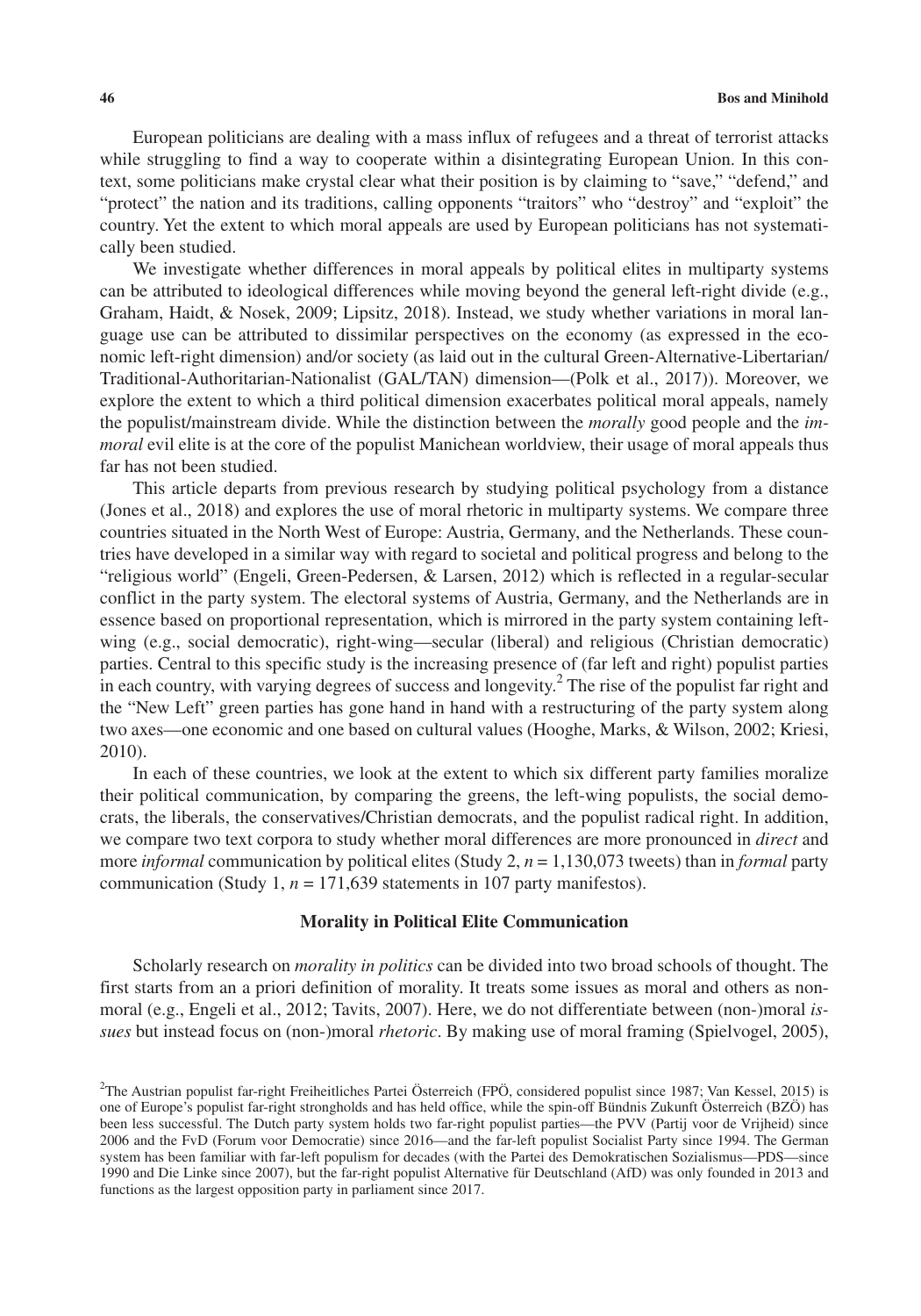European politicians are dealing with a mass influx of refugees and a threat of terrorist attacks while struggling to find a way to cooperate within a disintegrating European Union. In this context, some politicians make crystal clear what their position is by claiming to "save," "defend," and "protect" the nation and its traditions, calling opponents "traitors" who "destroy" and "exploit" the country. Yet the extent to which moral appeals are used by European politicians has not systematically been studied.

We investigate whether differences in moral appeals by political elites in multiparty systems can be attributed to ideological differences while moving beyond the general left-right divide (e.g., Graham, Haidt, & Nosek, 2009; Lipsitz, 2018). Instead, we study whether variations in moral language use can be attributed to dissimilar perspectives on the economy (as expressed in the economic left-right dimension) and/or society (as laid out in the cultural Green-Alternative-Libertarian/Traditional-Authoritarian-Nationalist (GAL/TAN) dimension—(Polk et al., 2017)). Moreover, we explore the extent to which a third political dimension exacerbates political moral appeals, namely the populist/mainstream divide. While the distinction between the *morally* good people and the *immoral* evil elite is at the core of the populist Manichean worldview, their usage of moral appeals thus far has not been studied.

This article departs from previous research by studying political psychology from a distance (Jones et al., 2018) and explores the use of moral rhetoric in multiparty systems. We compare three countries situated in the North West of Europe: Austria, Germany, and the Netherlands. These countries have developed in a similar way with regard to societal and political progress and belong to the "religious world" (Engeli, Green-Pedersen, & Larsen, 2012) which is reflected in a regular-secular conflict in the party system. The electoral systems of Austria, Germany, and the Netherlands are in essence based on proportional representation, which is mirrored in the party system containing left-wing (e.g., social democratic), right-wing—secular (liberal) and religious (Christian democratic) parties. Central to this specific study is the increasing presence of (far left and right) populist parties in each country, with varying degrees of success and longevity.[2] The rise of the populist far right and the "New Left" green parties has gone hand in hand with a restructuring of the party system along two axes—one economic and one based on cultural values (Hooghe, Marks, & Wilson, 2002; Kriesi, 2010).

In each of these countries, we look at the extent to which six different party families moralize their political communication, by comparing the greens, the left-wing populists, the social democrats, the liberals, the conservatives/Christian democrats, and the populist radical right. In addition, we compare two text corpora to study whether moral differences are more pronounced in *direct* and more *informal* communication by political elites (Study 2, *n* = 1,130,073 tweets) than in *formal* party communication (Study 1, *n* = 171,639 statements in 107 party manifestos).

## Morality in Political Elite Communication

Scholarly research on *morality in politics* can be divided into two broad schools of thought. The first starts from an a priori definition of morality. It treats some issues as moral and others as non-moral (e.g., Engeli et al., 2012; Tavits, 2007). Here, we do not differentiate between (non-)moral *issues* but instead focus on (non-)moral *rhetoric*. By making use of moral framing (Spielvogel, 2005),

[2]The Austrian populist far-right Freiheitliches Partei Österreich (FPÖ, considered populist since 1987; Van Kessel, 2015) is one of Europe's populist far-right strongholds and has held office, while the spin-off Bündnis Zukunft Österreich (BZÖ) has been less successful. The Dutch party system holds two far-right populist parties—the PVV (Partij voor de Vrijheid) since 2006 and the FvD (Forum voor Democratie) since 2016—and the far-left populist Socialist Party since 1994. The German system has been familiar with far-left populism for decades (with the Partei des Demokratischen Sozialismus—PDS—since 1990 and Die Linke since 2007), but the far-right populist Alternative für Deutschland (AfD) was only founded in 2013 and functions as the largest opposition party in parliament since 2017.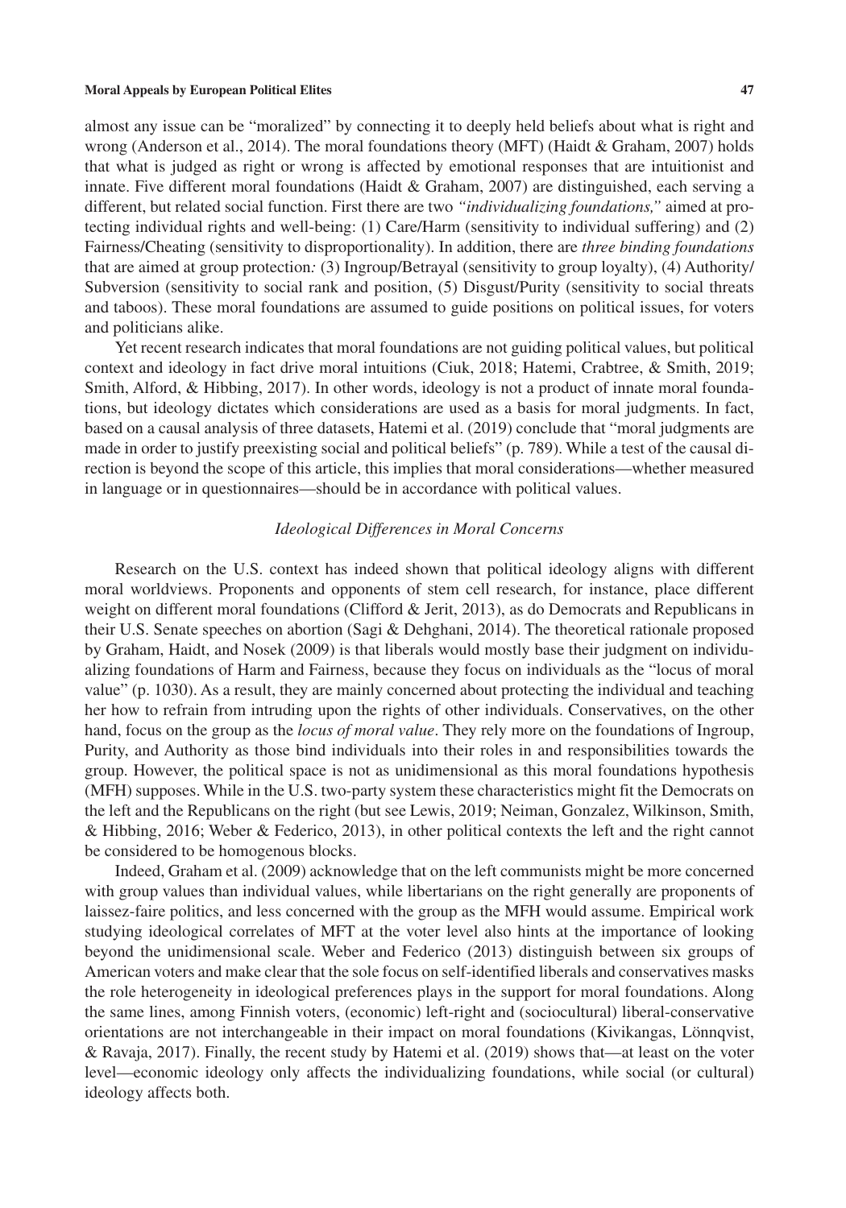almost any issue can be "moralized" by connecting it to deeply held beliefs about what is right and wrong (Anderson et al., 2014). The moral foundations theory (MFT) (Haidt & Graham, 2007) holds that what is judged as right or wrong is affected by emotional responses that are intuitionist and innate. Five different moral foundations (Haidt & Graham, 2007) are distinguished, each serving a different, but related social function. First there are two *"individualizing foundations,"* aimed at protecting individual rights and well-being: (1) Care/Harm (sensitivity to individual suffering) and (2) Fairness/Cheating (sensitivity to disproportionality). In addition, there are *three binding foundations* that are aimed at group protection*:* (3) Ingroup/Betrayal (sensitivity to group loyalty), (4) Authority/Subversion (sensitivity to social rank and position, (5) Disgust/Purity (sensitivity to social threats and taboos). These moral foundations are assumed to guide positions on political issues, for voters and politicians alike.

Yet recent research indicates that moral foundations are not guiding political values, but political context and ideology in fact drive moral intuitions (Ciuk, 2018; Hatemi, Crabtree, & Smith, 2019; Smith, Alford, & Hibbing, 2017). In other words, ideology is not a product of innate moral foundations, but ideology dictates which considerations are used as a basis for moral judgments. In fact, based on a causal analysis of three datasets, Hatemi et al. (2019) conclude that "moral judgments are made in order to justify preexisting social and political beliefs" (p. 789). While a test of the causal direction is beyond the scope of this article, this implies that moral considerations—whether measured in language or in questionnaires—should be in accordance with political values.

### *Ideological Differences in Moral Concerns*

Research on the U.S. context has indeed shown that political ideology aligns with different moral worldviews. Proponents and opponents of stem cell research, for instance, place different weight on different moral foundations (Clifford & Jerit, 2013), as do Democrats and Republicans in their U.S. Senate speeches on abortion (Sagi & Dehghani, 2014). The theoretical rationale proposed by Graham, Haidt, and Nosek (2009) is that liberals would mostly base their judgment on individualizing foundations of Harm and Fairness, because they focus on individuals as the "locus of moral value" (p. 1030). As a result, they are mainly concerned about protecting the individual and teaching her how to refrain from intruding upon the rights of other individuals. Conservatives, on the other hand, focus on the group as the *locus of moral value*. They rely more on the foundations of Ingroup, Purity, and Authority as those bind individuals into their roles in and responsibilities towards the group. However, the political space is not as unidimensional as this moral foundations hypothesis (MFH) supposes. While in the U.S. two-party system these characteristics might fit the Democrats on the left and the Republicans on the right (but see Lewis, 2019; Neiman, Gonzalez, Wilkinson, Smith, & Hibbing, 2016; Weber & Federico, 2013), in other political contexts the left and the right cannot be considered to be homogenous blocks.

Indeed, Graham et al. (2009) acknowledge that on the left communists might be more concerned with group values than individual values, while libertarians on the right generally are proponents of laissez-faire politics, and less concerned with the group as the MFH would assume. Empirical work studying ideological correlates of MFT at the voter level also hints at the importance of looking beyond the unidimensional scale. Weber and Federico (2013) distinguish between six groups of American voters and make clear that the sole focus on self-identified liberals and conservatives masks the role heterogeneity in ideological preferences plays in the support for moral foundations. Along the same lines, among Finnish voters, (economic) left-right and (sociocultural) liberal-conservative orientations are not interchangeable in their impact on moral foundations (Kivikangas, Lönnqvist, & Ravaja, 2017). Finally, the recent study by Hatemi et al. (2019) shows that—at least on the voter level—economic ideology only affects the individualizing foundations, while social (or cultural) ideology affects both.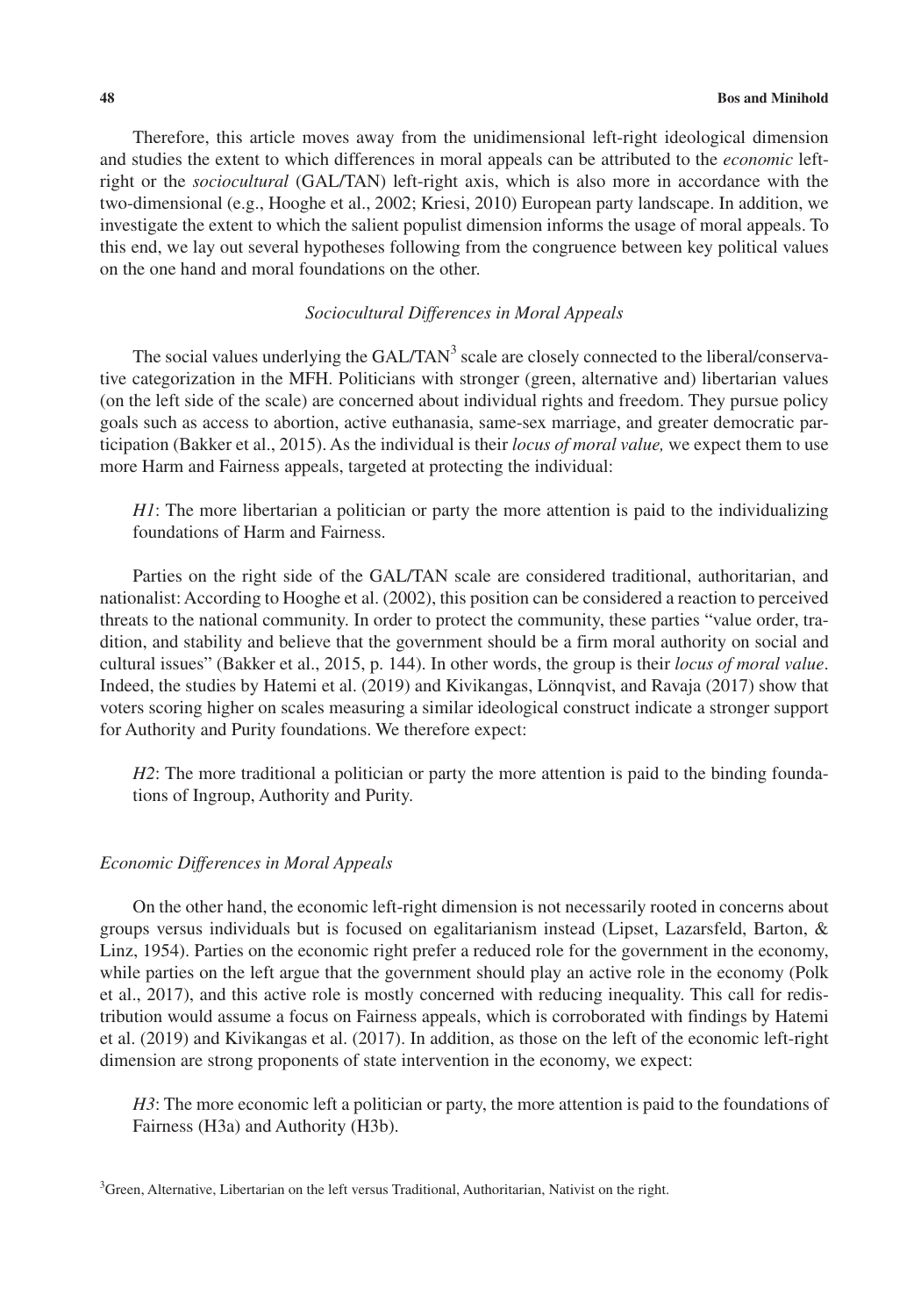Therefore, this article moves away from the unidimensional left-right ideological dimension and studies the extent to which differences in moral appeals can be attributed to the *economic* left-right or the *sociocultural* (GAL/TAN) left-right axis, which is also more in accordance with the two-dimensional (e.g., Hooghe et al., 2002; Kriesi, 2010) European party landscape. In addition, we investigate the extent to which the salient populist dimension informs the usage of moral appeals. To this end, we lay out several hypotheses following from the congruence between key political values on the one hand and moral foundations on the other.

### *Sociocultural Differences in Moral Appeals*

The social values underlying the GAL/TAN[3] scale are closely connected to the liberal/conservative categorization in the MFH. Politicians with stronger (green, alternative and) libertarian values (on the left side of the scale) are concerned about individual rights and freedom. They pursue policy goals such as access to abortion, active euthanasia, same-sex marriage, and greater democratic participation (Bakker et al., 2015). As the individual is their *locus of moral value,* we expect them to use more Harm and Fairness appeals, targeted at protecting the individual:

> *H1*: The more libertarian a politician or party the more attention is paid to the individualizing foundations of Harm and Fairness.

Parties on the right side of the GAL/TAN scale are considered traditional, authoritarian, and nationalist: According to Hooghe et al. (2002), this position can be considered a reaction to perceived threats to the national community. In order to protect the community, these parties "value order, tradition, and stability and believe that the government should be a firm moral authority on social and cultural issues" (Bakker et al., 2015, p. 144). In other words, the group is their *locus of moral value*. Indeed, the studies by Hatemi et al. (2019) and Kivikangas, Lönnqvist, and Ravaja (2017) show that voters scoring higher on scales measuring a similar ideological construct indicate a stronger support for Authority and Purity foundations. We therefore expect:

> *H2*: The more traditional a politician or party the more attention is paid to the binding foundations of Ingroup, Authority and Purity.

### *Economic Differences in Moral Appeals*

On the other hand, the economic left-right dimension is not necessarily rooted in concerns about groups versus individuals but is focused on egalitarianism instead (Lipset, Lazarsfeld, Barton, & Linz, 1954). Parties on the economic right prefer a reduced role for the government in the economy, while parties on the left argue that the government should play an active role in the economy (Polk et al., 2017), and this active role is mostly concerned with reducing inequality. This call for redistribution would assume a focus on Fairness appeals, which is corroborated with findings by Hatemi et al. (2019) and Kivikangas et al. (2017). In addition, as those on the left of the economic left-right dimension are strong proponents of state intervention in the economy, we expect:

> *H3*: The more economic left a politician or party, the more attention is paid to the foundations of Fairness (H3a) and Authority (H3b).

[3]Green, Alternative, Libertarian on the left versus Traditional, Authoritarian, Nativist on the right.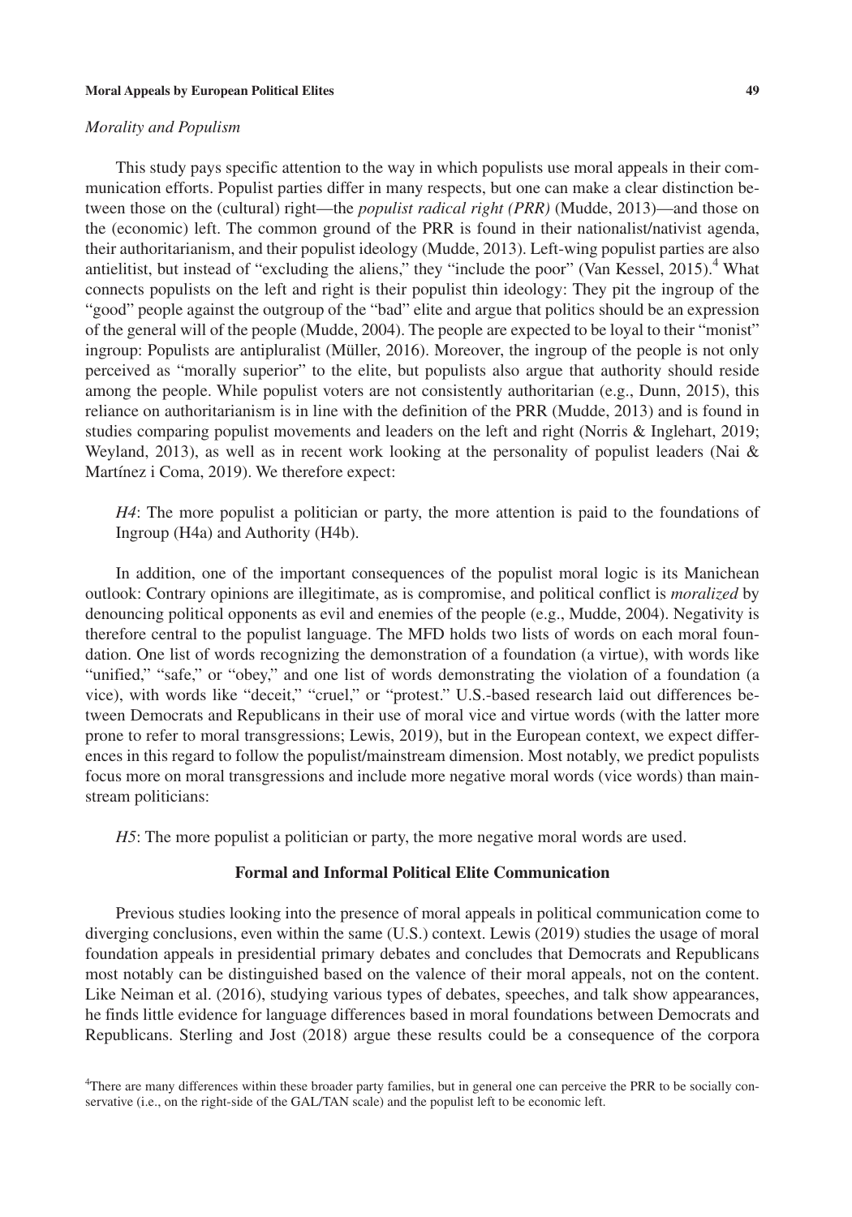### *Morality and Populism*

This study pays specific attention to the way in which populists use moral appeals in their communication efforts. Populist parties differ in many respects, but one can make a clear distinction between those on the (cultural) right—the *populist radical right (PRR)* (Mudde, 2013)—and those on the (economic) left. The common ground of the PRR is found in their nationalist/nativist agenda, their authoritarianism, and their populist ideology (Mudde, 2013). Left-wing populist parties are also antielitist, but instead of "excluding the aliens," they "include the poor" (Van Kessel, 2015).[4] What connects populists on the left and right is their populist thin ideology: They pit the ingroup of the "good" people against the outgroup of the "bad" elite and argue that politics should be an expression of the general will of the people (Mudde, 2004). The people are expected to be loyal to their "monist" ingroup: Populists are antipluralist (Müller, 2016). Moreover, the ingroup of the people is not only perceived as "morally superior" to the elite, but populists also argue that authority should reside among the people. While populist voters are not consistently authoritarian (e.g., Dunn, 2015), this reliance on authoritarianism is in line with the definition of the PRR (Mudde, 2013) and is found in studies comparing populist movements and leaders on the left and right (Norris & Inglehart, 2019; Weyland, 2013), as well as in recent work looking at the personality of populist leaders (Nai & Martínez i Coma, 2019). We therefore expect:

> *H4*: The more populist a politician or party, the more attention is paid to the foundations of Ingroup (H4a) and Authority (H4b).

In addition, one of the important consequences of the populist moral logic is its Manichean outlook: Contrary opinions are illegitimate, as is compromise, and political conflict is *moralized* by denouncing political opponents as evil and enemies of the people (e.g., Mudde, 2004). Negativity is therefore central to the populist language. The MFD holds two lists of words on each moral foundation. One list of words recognizing the demonstration of a foundation (a virtue), with words like "unified," "safe," or "obey," and one list of words demonstrating the violation of a foundation (a vice), with words like "deceit," "cruel," or "protest." U.S.-based research laid out differences between Democrats and Republicans in their use of moral vice and virtue words (with the latter more prone to refer to moral transgressions; Lewis, 2019), but in the European context, we expect differences in this regard to follow the populist/mainstream dimension. Most notably, we predict populists focus more on moral transgressions and include more negative moral words (vice words) than mainstream politicians:

> *H5*: The more populist a politician or party, the more negative moral words are used.

## Formal and Informal Political Elite Communication

Previous studies looking into the presence of moral appeals in political communication come to diverging conclusions, even within the same (U.S.) context. Lewis (2019) studies the usage of moral foundation appeals in presidential primary debates and concludes that Democrats and Republicans most notably can be distinguished based on the valence of their moral appeals, not on the content. Like Neiman et al. (2016), studying various types of debates, speeches, and talk show appearances, he finds little evidence for language differences based in moral foundations between Democrats and Republicans. Sterling and Jost (2018) argue these results could be a consequence of the corpora

[4] There are many differences within these broader party families, but in general one can perceive the PRR to be socially conservative (i.e., on the right-side of the GAL/TAN scale) and the populist left to be economic left.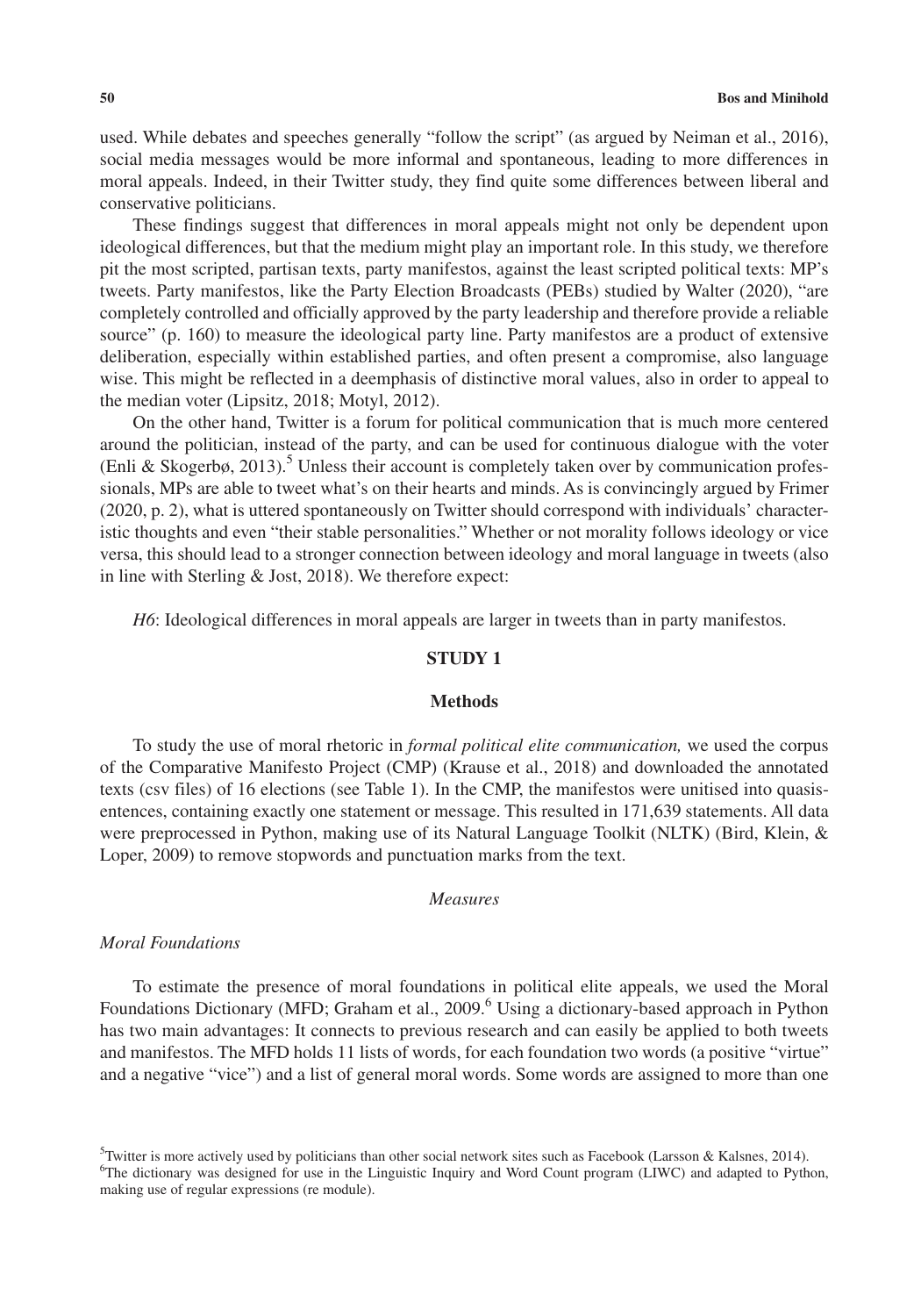used. While debates and speeches generally "follow the script" (as argued by Neiman et al., 2016), social media messages would be more informal and spontaneous, leading to more differences in moral appeals. Indeed, in their Twitter study, they find quite some differences between liberal and conservative politicians.

These findings suggest that differences in moral appeals might not only be dependent upon ideological differences, but that the medium might play an important role. In this study, we therefore pit the most scripted, partisan texts, party manifestos, against the least scripted political texts: MP's tweets. Party manifestos, like the Party Election Broadcasts (PEBs) studied by Walter (2020), "are completely controlled and officially approved by the party leadership and therefore provide a reliable source" (p. 160) to measure the ideological party line. Party manifestos are a product of extensive deliberation, especially within established parties, and often present a compromise, also language wise. This might be reflected in a deemphasis of distinctive moral values, also in order to appeal to the median voter (Lipsitz, 2018; Motyl, 2012).

On the other hand, Twitter is a forum for political communication that is much more centered around the politician, instead of the party, and can be used for continuous dialogue with the voter (Enli & Skogerbø, 2013).[5] Unless their account is completely taken over by communication professionals, MPs are able to tweet what's on their hearts and minds. As is convincingly argued by Frimer (2020, p. 2), what is uttered spontaneously on Twitter should correspond with individuals' characteristic thoughts and even "their stable personalities." Whether or not morality follows ideology or vice versa, this should lead to a stronger connection between ideology and moral language in tweets (also in line with Sterling & Jost, 2018). We therefore expect:

*H6*: Ideological differences in moral appeals are larger in tweets than in party manifestos.

## STUDY 1

### Methods

To study the use of moral rhetoric in *formal political elite communication,* we used the corpus of the Comparative Manifesto Project (CMP) (Krause et al., 2018) and downloaded the annotated texts (csv files) of 16 elections (see Table 1). In the CMP, the manifestos were unitised into quasisentences, containing exactly one statement or message. This resulted in 171,639 statements. All data were preprocessed in Python, making use of its Natural Language Toolkit (NLTK) (Bird, Klein, & Loper, 2009) to remove stopwords and punctuation marks from the text.

#### *Measures*

##### *Moral Foundations*

To estimate the presence of moral foundations in political elite appeals, we used the Moral Foundations Dictionary (MFD; Graham et al., 2009.[6] Using a dictionary-based approach in Python has two main advantages: It connects to previous research and can easily be applied to both tweets and manifestos. The MFD holds 11 lists of words, for each foundation two words (a positive "virtue" and a negative "vice") and a list of general moral words. Some words are assigned to more than one

[5] Twitter is more actively used by politicians than other social network sites such as Facebook (Larsson & Kalsnes, 2014).

[6] The dictionary was designed for use in the Linguistic Inquiry and Word Count program (LIWC) and adapted to Python, making use of regular expressions (re module).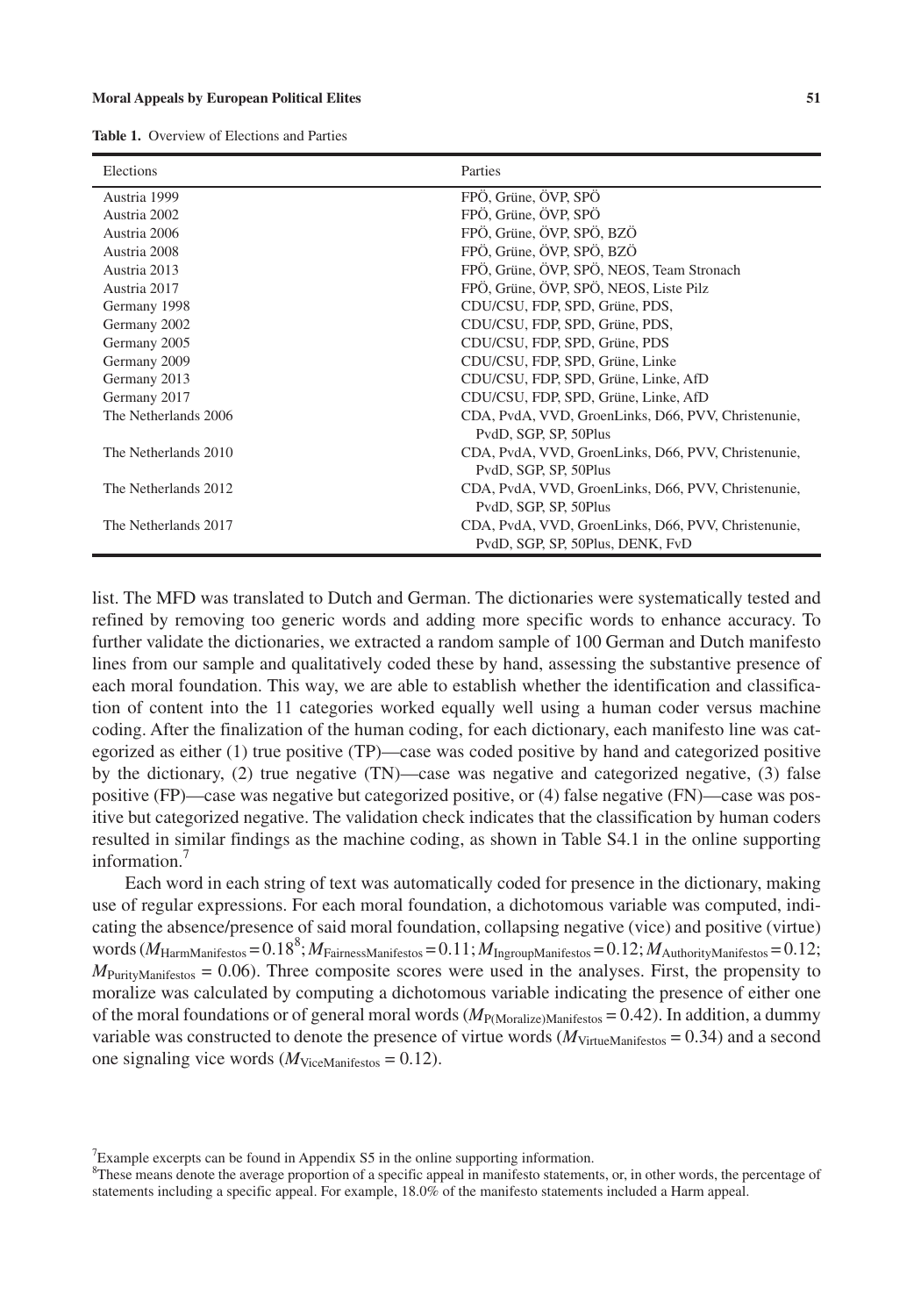**Table 1.** Overview of Elections and Parties

| Elections | Parties |
|---|---|
| Austria 1999 | FPÖ, Grüne, ÖVP, SPÖ |
| Austria 2002 | FPÖ, Grüne, ÖVP, SPÖ |
| Austria 2006 | FPÖ, Grüne, ÖVP, SPÖ, BZÖ |
| Austria 2008 | FPÖ, Grüne, ÖVP, SPÖ, BZÖ |
| Austria 2013 | FPÖ, Grüne, ÖVP, SPÖ, NEOS, Team Stronach |
| Austria 2017 | FPÖ, Grüne, ÖVP, SPÖ, NEOS, Liste Pilz |
| Germany 1998 | CDU/CSU, FDP, SPD, Grüne, PDS, |
| Germany 2002 | CDU/CSU, FDP, SPD, Grüne, PDS, |
| Germany 2005 | CDU/CSU, FDP, SPD, Grüne, PDS |
| Germany 2009 | CDU/CSU, FDP, SPD, Grüne, Linke |
| Germany 2013 | CDU/CSU, FDP, SPD, Grüne, Linke, AfD |
| Germany 2017 | CDU/CSU, FDP, SPD, Grüne, Linke, AfD |
| The Netherlands 2006 | CDA, PvdA, VVD, GroenLinks, D66, PVV, Christenunie, PvdD, SGP, SP, 50Plus |
| The Netherlands 2010 | CDA, PvdA, VVD, GroenLinks, D66, PVV, Christenunie, PvdD, SGP, SP, 50Plus |
| The Netherlands 2012 | CDA, PvdA, VVD, GroenLinks, D66, PVV, Christenunie, PvdD, SGP, SP, 50Plus |
| The Netherlands 2017 | CDA, PvdA, VVD, GroenLinks, D66, PVV, Christenunie, PvdD, SGP, SP, 50Plus, DENK, FvD |

list. The MFD was translated to Dutch and German. The dictionaries were systematically tested and refined by removing too generic words and adding more specific words to enhance accuracy. To further validate the dictionaries, we extracted a random sample of 100 German and Dutch manifesto lines from our sample and qualitatively coded these by hand, assessing the substantive presence of each moral foundation. This way, we are able to establish whether the identification and classification of content into the 11 categories worked equally well using a human coder versus machine coding. After the finalization of the human coding, for each dictionary, each manifesto line was categorized as either (1) true positive (TP)—case was coded positive by hand and categorized positive by the dictionary, (2) true negative (TN)—case was negative and categorized negative, (3) false positive (FP)—case was negative but categorized positive, or (4) false negative (FN)—case was positive but categorized negative. The validation check indicates that the classification by human coders resulted in similar findings as the machine coding, as shown in Table S4.1 in the online supporting information.[7]

Each word in each string of text was automatically coded for presence in the dictionary, making use of regular expressions. For each moral foundation, a dichotomous variable was computed, indicating the absence/presence of said moral foundation, collapsing negative (vice) and positive (virtue) words ($M_{\text{HarmManifestos}} = 0.18$[8]; $M_{\text{FairnessManifestos}} = 0.11$; $M_{\text{IngroupManifestos}} = 0.12$; $M_{\text{AuthorityManifestos}} = 0.12$; $M_{\text{PurityManifestos}} = 0.06$). Three composite scores were used in the analyses. First, the propensity to moralize was calculated by computing a dichotomous variable indicating the presence of either one of the moral foundations or of general moral words ($M_{\text{P(Moralize)Manifestos}} = 0.42$). In addition, a dummy variable was constructed to denote the presence of virtue words ($M_{\text{VirtueManifestos}} = 0.34$) and a second one signaling vice words ($M_{\text{ViceManifestos}} = 0.12$).

[7] Example excerpts can be found in Appendix S5 in the online supporting information.

[8] These means denote the average proportion of a specific appeal in manifesto statements, or, in other words, the percentage of statements including a specific appeal. For example, 18.0% of the manifesto statements included a Harm appeal.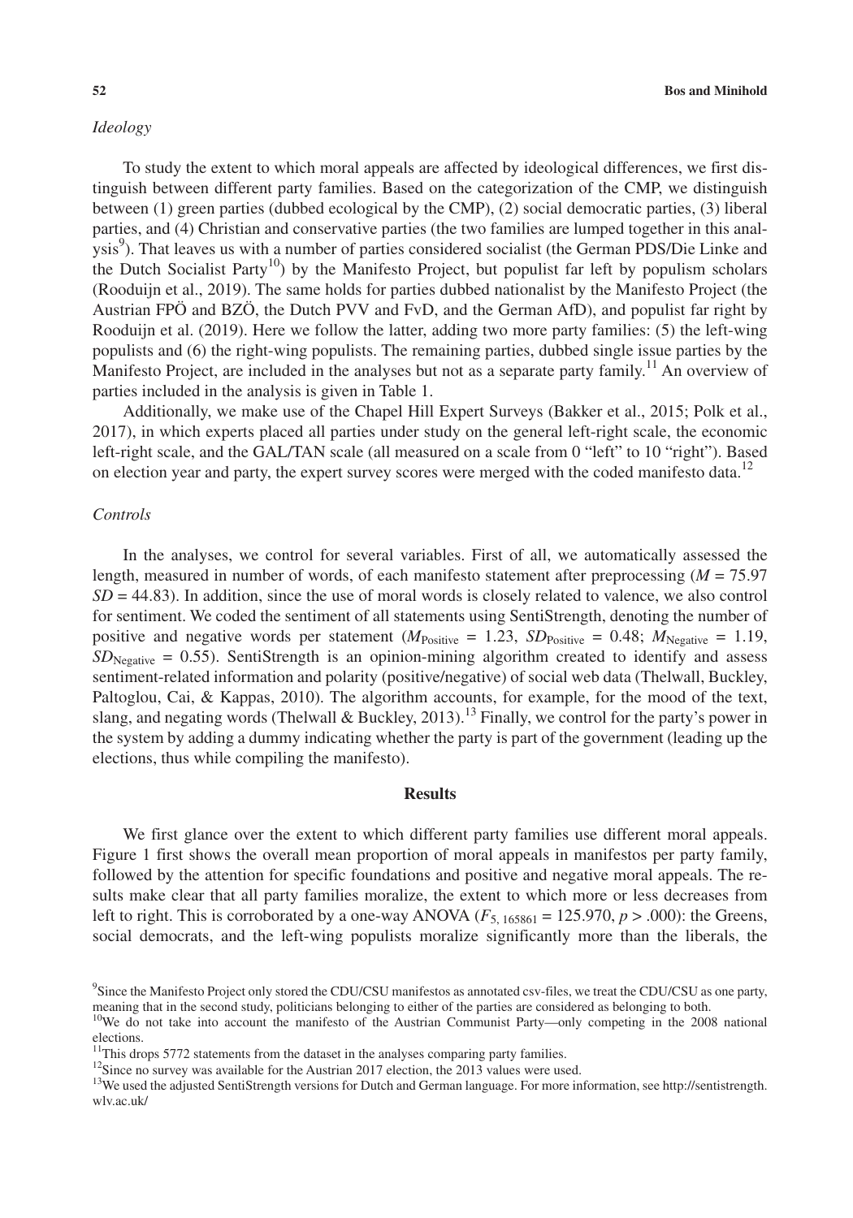### *Ideology*

To study the extent to which moral appeals are affected by ideological differences, we first distinguish between different party families. Based on the categorization of the CMP, we distinguish between (1) green parties (dubbed ecological by the CMP), (2) social democratic parties, (3) liberal parties, and (4) Christian and conservative parties (the two families are lumped together in this analysis[9]). That leaves us with a number of parties considered socialist (the German PDS/Die Linke and the Dutch Socialist Party[10]) by the Manifesto Project, but populist far left by populism scholars (Rooduijn et al., 2019). The same holds for parties dubbed nationalist by the Manifesto Project (the Austrian FPÖ and BZÖ, the Dutch PVV and FvD, and the German AfD), and populist far right by Rooduijn et al. (2019). Here we follow the latter, adding two more party families: (5) the left-wing populists and (6) the right-wing populists. The remaining parties, dubbed single issue parties by the Manifesto Project, are included in the analyses but not as a separate party family.[11] An overview of parties included in the analysis is given in Table 1.

Additionally, we make use of the Chapel Hill Expert Surveys (Bakker et al., 2015; Polk et al., 2017), in which experts placed all parties under study on the general left-right scale, the economic left-right scale, and the GAL/TAN scale (all measured on a scale from 0 "left" to 10 "right"). Based on election year and party, the expert survey scores were merged with the coded manifesto data.[12]

### *Controls*

In the analyses, we control for several variables. First of all, we automatically assessed the length, measured in number of words, of each manifesto statement after preprocessing ($M = 75.97$ $SD = 44.83$). In addition, since the use of moral words is closely related to valence, we also control for sentiment. We coded the sentiment of all statements using SentiStrength, denoting the number of positive and negative words per statement ($M_{\text{Positive}} = 1.23$, $SD_{\text{Positive}} = 0.48$; $M_{\text{Negative}} = 1.19$, $SD_{\text{Negative}} = 0.55$). SentiStrength is an opinion-mining algorithm created to identify and assess sentiment-related information and polarity (positive/negative) of social web data (Thelwall, Buckley, Paltoglou, Cai, & Kappas, 2010). The algorithm accounts, for example, for the mood of the text, slang, and negating words (Thelwall & Buckley, 2013).[13] Finally, we control for the party's power in the system by adding a dummy indicating whether the party is part of the government (leading up the elections, thus while compiling the manifesto).

## Results

We first glance over the extent to which different party families use different moral appeals. Figure 1 first shows the overall mean proportion of moral appeals in manifestos per party family, followed by the attention for specific foundations and positive and negative moral appeals. The results make clear that all party families moralize, the extent to which more or less decreases from left to right. This is corroborated by a one-way ANOVA ($F_{5,\,165861} = 125.970$, $p > .000$): the Greens, social democrats, and the left-wing populists moralize significantly more than the liberals, the

[9]Since the Manifesto Project only stored the CDU/CSU manifestos as annotated csv-files, we treat the CDU/CSU as one party, meaning that in the second study, politicians belonging to either of the parties are considered as belonging to both.

[10]We do not take into account the manifesto of the Austrian Communist Party—only competing in the 2008 national elections.

[11]This drops 5772 statements from the dataset in the analyses comparing party families.

[12]Since no survey was available for the Austrian 2017 election, the 2013 values were used.

[13]We used the adjusted SentiStrength versions for Dutch and German language. For more information, see http://sentistrength.wlv.ac.uk/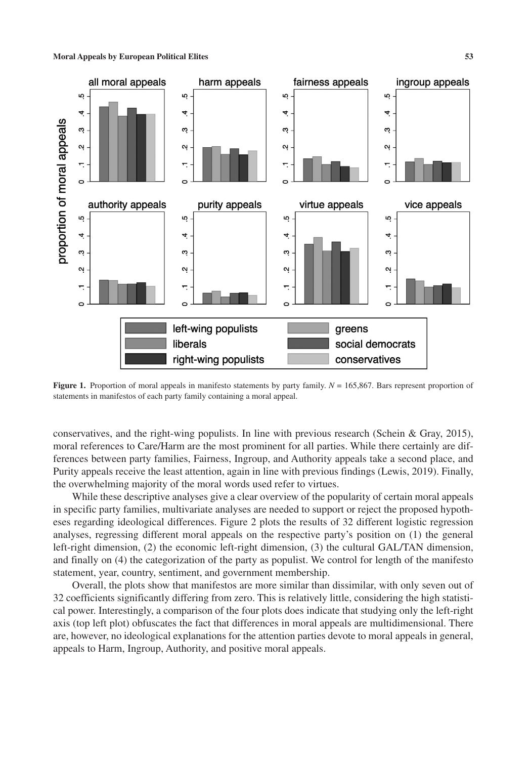**Figure 1.** Proportion of moral appeals in manifesto statements by party family. $N$ = 165,867. Bars represent proportion of statements in manifestos of each party family containing a moral appeal.

conservatives, and the right-wing populists. In line with previous research (Schein & Gray, 2015), moral references to Care/Harm are the most prominent for all parties. While there certainly are differences between party families, Fairness, Ingroup, and Authority appeals take a second place, and Purity appeals receive the least attention, again in line with previous findings (Lewis, 2019). Finally, the overwhelming majority of the moral words used refer to virtues.

While these descriptive analyses give a clear overview of the popularity of certain moral appeals in specific party families, multivariate analyses are needed to support or reject the proposed hypotheses regarding ideological differences. Figure 2 plots the results of 32 different logistic regression analyses, regressing different moral appeals on the respective party's position on (1) the general left-right dimension, (2) the economic left-right dimension, (3) the cultural GAL/TAN dimension, and finally on (4) the categorization of the party as populist. We control for length of the manifesto statement, year, country, sentiment, and government membership.

Overall, the plots show that manifestos are more similar than dissimilar, with only seven out of 32 coefficients significantly differing from zero. This is relatively little, considering the high statistical power. Interestingly, a comparison of the four plots does indicate that studying only the left-right axis (top left plot) obfuscates the fact that differences in moral appeals are multidimensional. There are, however, no ideological explanations for the attention parties devote to moral appeals in general, appeals to Harm, Ingroup, Authority, and positive moral appeals.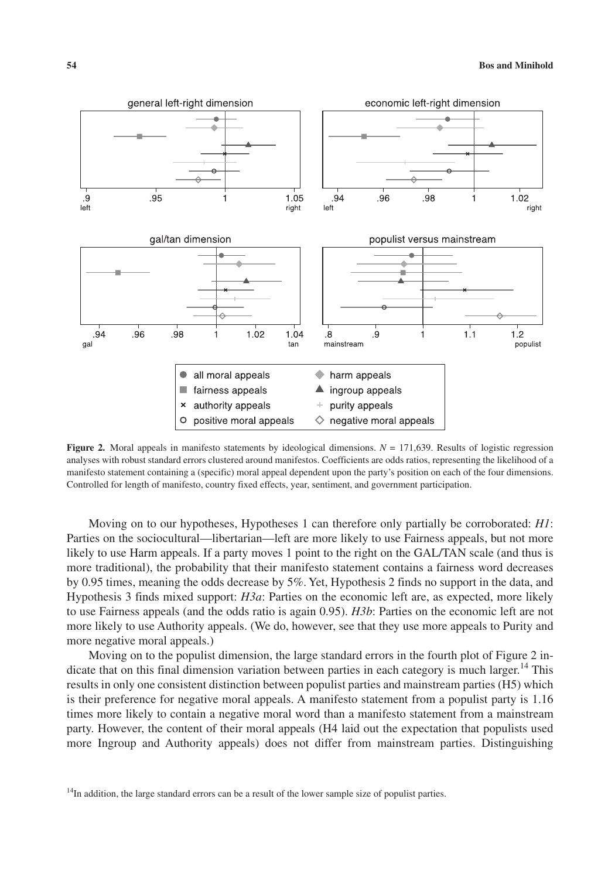**Figure 2.** Moral appeals in manifesto statements by ideological dimensions. $N$ = 171,639. Results of logistic regression analyses with robust standard errors clustered around manifestos. Coefficients are odds ratios, representing the likelihood of a manifesto statement containing a (specific) moral appeal dependent upon the party's position on each of the four dimensions. Controlled for length of manifesto, country fixed effects, year, sentiment, and government participation.

Moving on to our hypotheses, Hypotheses 1 can therefore only partially be corroborated: *H1*: Parties on the sociocultural—libertarian—left are more likely to use Fairness appeals, but not more likely to use Harm appeals. If a party moves 1 point to the right on the GAL/TAN scale (and thus is more traditional), the probability that their manifesto statement contains a fairness word decreases by 0.95 times, meaning the odds decrease by 5%. Yet, Hypothesis 2 finds no support in the data, and Hypothesis 3 finds mixed support: *H3a*: Parties on the economic left are, as expected, more likely to use Fairness appeals (and the odds ratio is again 0.95). *H3b*: Parties on the economic left are not more likely to use Authority appeals. (We do, however, see that they use more appeals to Purity and more negative moral appeals.)

Moving on to the populist dimension, the large standard errors in the fourth plot of Figure 2 indicate that on this final dimension variation between parties in each category is much larger.[14] This results in only one consistent distinction between populist parties and mainstream parties (H5) which is their preference for negative moral appeals. A manifesto statement from a populist party is 1.16 times more likely to contain a negative moral word than a manifesto statement from a mainstream party. However, the content of their moral appeals (H4 laid out the expectation that populists used more Ingroup and Authority appeals) does not differ from mainstream parties. Distinguishing

[14]In addition, the large standard errors can be a result of the lower sample size of populist parties.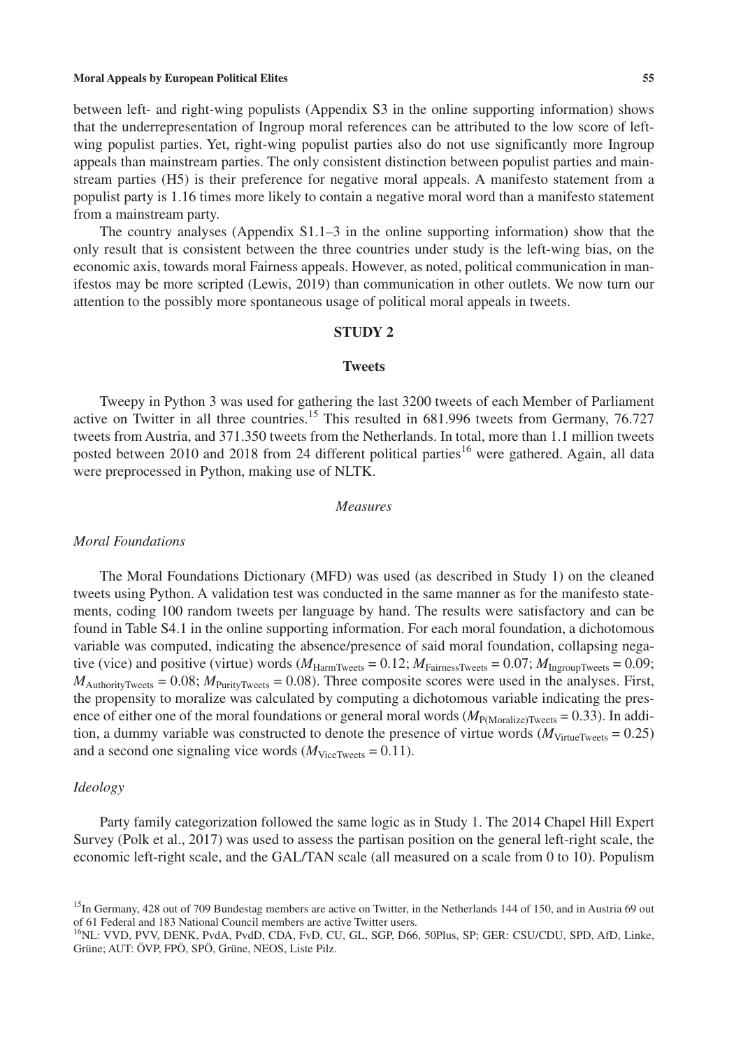between left- and right-wing populists (Appendix S3 in the online supporting information) shows that the underrepresentation of Ingroup moral references can be attributed to the low score of left-wing populist parties. Yet, right-wing populist parties also do not use significantly more Ingroup appeals than mainstream parties. The only consistent distinction between populist parties and mainstream parties (H5) is their preference for negative moral appeals. A manifesto statement from a populist party is 1.16 times more likely to contain a negative moral word than a manifesto statement from a mainstream party.

The country analyses (Appendix S1.1–3 in the online supporting information) show that the only result that is consistent between the three countries under study is the left-wing bias, on the economic axis, towards moral Fairness appeals. However, as noted, political communication in manifestos may be more scripted (Lewis, 2019) than communication in other outlets. We now turn our attention to the possibly more spontaneous usage of political moral appeals in tweets.

## STUDY 2

### Tweets

Tweepy in Python 3 was used for gathering the last 3200 tweets of each Member of Parliament active on Twitter in all three countries.[15] This resulted in 681.996 tweets from Germany, 76.727 tweets from Austria, and 371.350 tweets from the Netherlands. In total, more than 1.1 million tweets posted between 2010 and 2018 from 24 different political parties[16] were gathered. Again, all data were preprocessed in Python, making use of NLTK.

#### *Measures*

##### *Moral Foundations*

The Moral Foundations Dictionary (MFD) was used (as described in Study 1) on the cleaned tweets using Python. A validation test was conducted in the same manner as for the manifesto statements, coding 100 random tweets per language by hand. The results were satisfactory and can be found in Table S4.1 in the online supporting information. For each moral foundation, a dichotomous variable was computed, indicating the absence/presence of said moral foundation, collapsing negative (vice) and positive (virtue) words ($M_{\text{HarmTweets}} = 0.12$; $M_{\text{FairnessTweets}} = 0.07$; $M_{\text{IngroupTweets}} = 0.09$; $M_{\text{AuthorityTweets}} = 0.08$; $M_{\text{PurityTweets}} = 0.08$). Three composite scores were used in the analyses. First, the propensity to moralize was calculated by computing a dichotomous variable indicating the presence of either one of the moral foundations or general moral words ($M_{\text{P(Moralize)Tweets}} = 0.33$). In addition, a dummy variable was constructed to denote the presence of virtue words ($M_{\text{VirtueTweets}} = 0.25$) and a second one signaling vice words ($M_{\text{ViceTweets}} = 0.11$).

##### *Ideology*

Party family categorization followed the same logic as in Study 1. The 2014 Chapel Hill Expert Survey (Polk et al., 2017) was used to assess the partisan position on the general left-right scale, the economic left-right scale, and the GAL/TAN scale (all measured on a scale from 0 to 10). Populism

[15] In Germany, 428 out of 709 Bundestag members are active on Twitter, in the Netherlands 144 of 150, and in Austria 69 out of 61 Federal and 183 National Council members are active Twitter users.

[16] NL: VVD, PVV, DENK, PvdA, PvdD, CDA, FvD, CU, GL, SGP, D66, 50Plus, SP; GER: CSU/CDU, SPD, AfD, Linke, Grüne; AUT: ÖVP, FPÖ, SPÖ, Grüne, NEOS, Liste Pilz.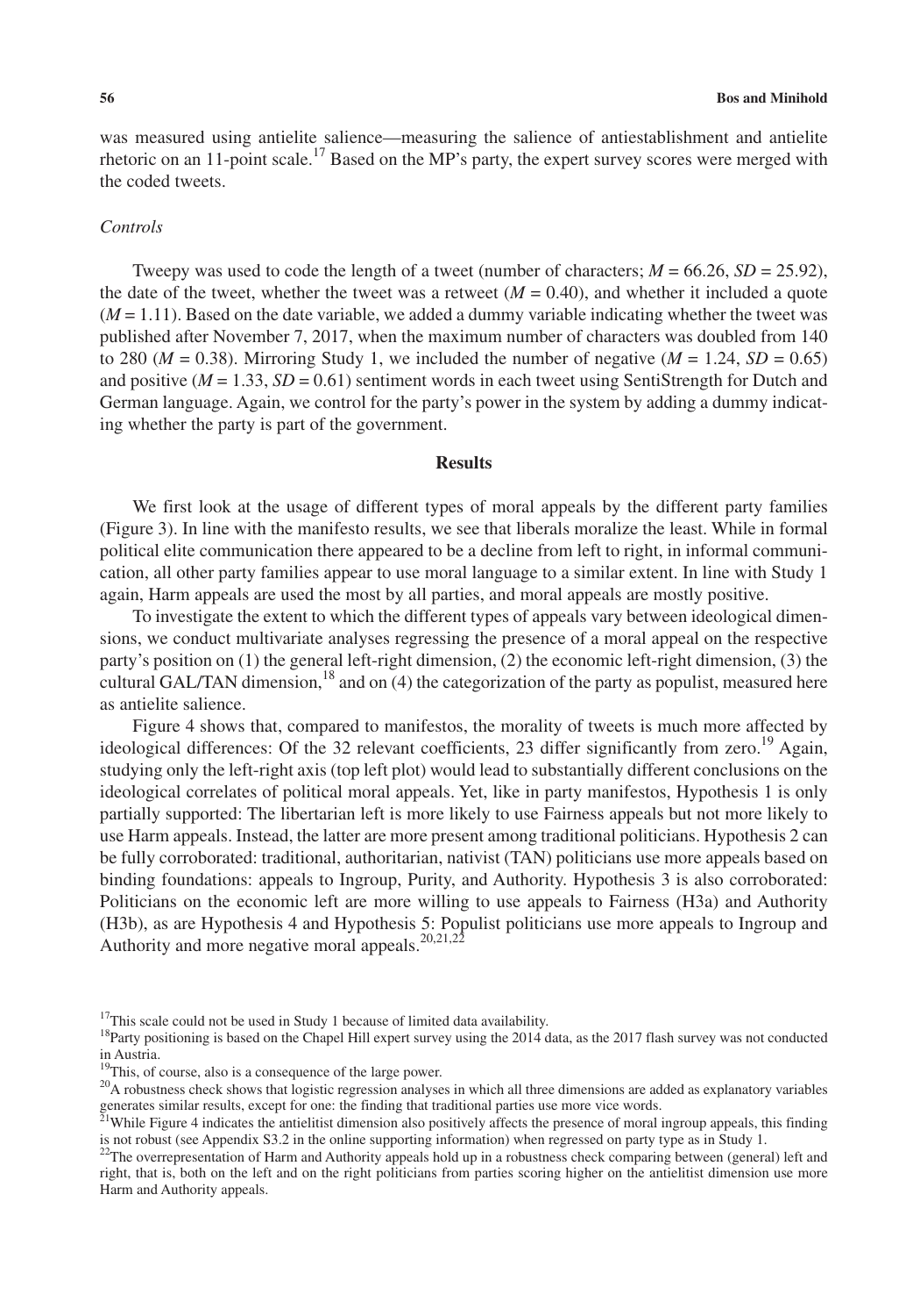was measured using antielite salience—measuring the salience of antiestablishment and antielite rhetoric on an 11-point scale.[17] Based on the MP's party, the expert survey scores were merged with the coded tweets.

### *Controls*

Tweepy was used to code the length of a tweet (number of characters; $M = 66.26$, $SD = 25.92$), the date of the tweet, whether the tweet was a retweet ($M = 0.40$), and whether it included a quote ($M = 1.11$). Based on the date variable, we added a dummy variable indicating whether the tweet was published after November 7, 2017, when the maximum number of characters was doubled from 140 to 280 ($M = 0.38$). Mirroring Study 1, we included the number of negative ($M = 1.24$, $SD = 0.65$) and positive ($M = 1.33$, $SD = 0.61$) sentiment words in each tweet using SentiStrength for Dutch and German language. Again, we control for the party's power in the system by adding a dummy indicating whether the party is part of the government.

## Results

We first look at the usage of different types of moral appeals by the different party families (Figure 3). In line with the manifesto results, we see that liberals moralize the least. While in formal political elite communication there appeared to be a decline from left to right, in informal communication, all other party families appear to use moral language to a similar extent. In line with Study 1 again, Harm appeals are used the most by all parties, and moral appeals are mostly positive.

To investigate the extent to which the different types of appeals vary between ideological dimensions, we conduct multivariate analyses regressing the presence of a moral appeal on the respective party's position on (1) the general left-right dimension, (2) the economic left-right dimension, (3) the cultural GAL/TAN dimension,[18] and on (4) the categorization of the party as populist, measured here as antielite salience.

Figure 4 shows that, compared to manifestos, the morality of tweets is much more affected by ideological differences: Of the 32 relevant coefficients, 23 differ significantly from zero.[19] Again, studying only the left-right axis (top left plot) would lead to substantially different conclusions on the ideological correlates of political moral appeals. Yet, like in party manifestos, Hypothesis 1 is only partially supported: The libertarian left is more likely to use Fairness appeals but not more likely to use Harm appeals. Instead, the latter are more present among traditional politicians. Hypothesis 2 can be fully corroborated: traditional, authoritarian, nativist (TAN) politicians use more appeals based on binding foundations: appeals to Ingroup, Purity, and Authority. Hypothesis 3 is also corroborated: Politicians on the economic left are more willing to use appeals to Fairness (H3a) and Authority (H3b), as are Hypothesis 4 and Hypothesis 5: Populist politicians use more appeals to Ingroup and Authority and more negative moral appeals.[20,21,22]

---

[17] This scale could not be used in Study 1 because of limited data availability.

[18] Party positioning is based on the Chapel Hill expert survey using the 2014 data, as the 2017 flash survey was not conducted in Austria.

[19] This, of course, also is a consequence of the large power.

[20] A robustness check shows that logistic regression analyses in which all three dimensions are added as explanatory variables generates similar results, except for one: the finding that traditional parties use more vice words.

[21] While Figure 4 indicates the antielitist dimension also positively affects the presence of moral ingroup appeals, this finding is not robust (see Appendix S3.2 in the online supporting information) when regressed on party type as in Study 1.

[22] The overrepresentation of Harm and Authority appeals hold up in a robustness check comparing between (general) left and right, that is, both on the left and on the right politicians from parties scoring higher on the antielitist dimension use more Harm and Authority appeals.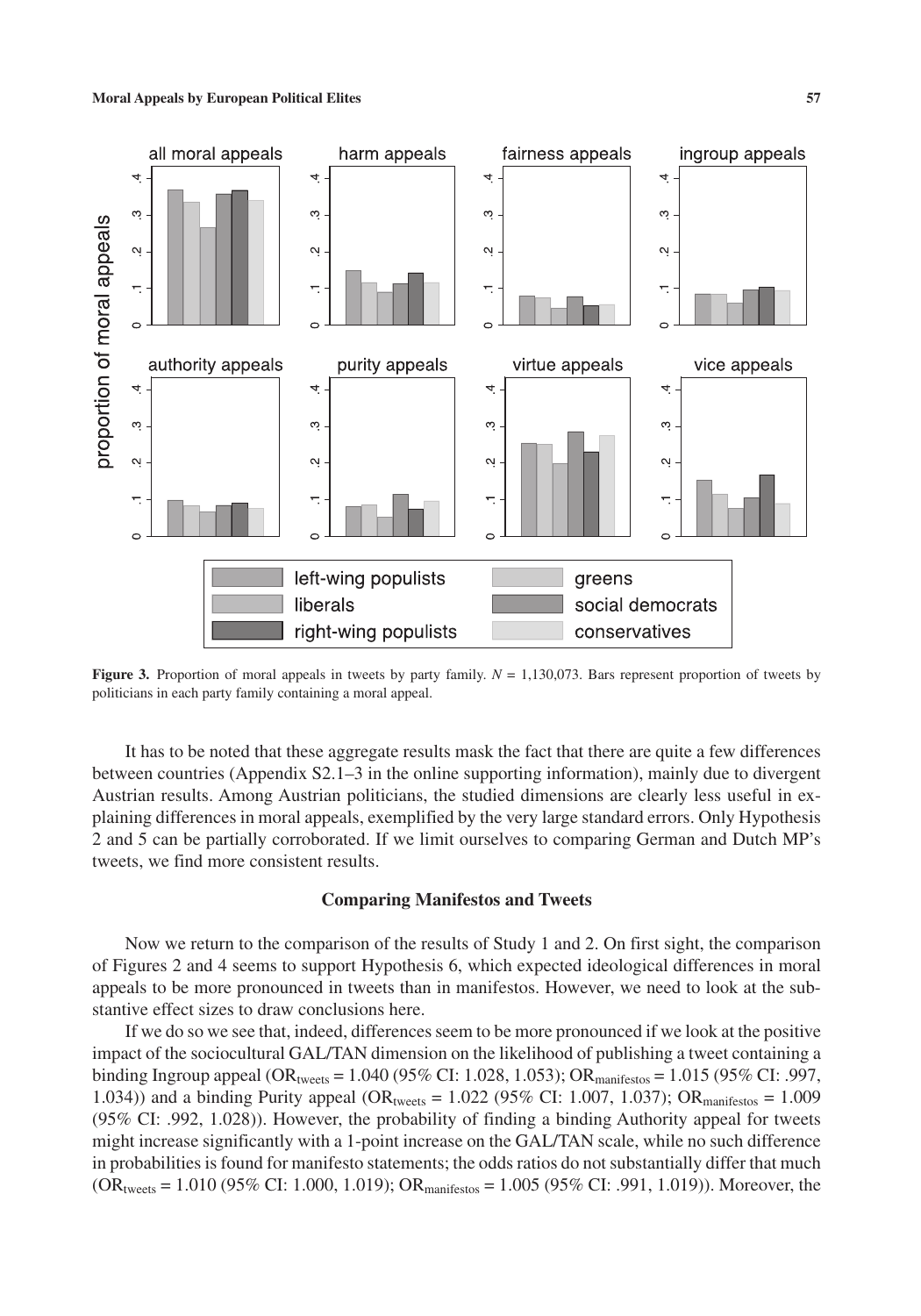Figure 3. Proportion of moral appeals in tweets by party family. $N$ = 1,130,073. Bars represent proportion of tweets by politicians in each party family containing a moral appeal.

It has to be noted that these aggregate results mask the fact that there are quite a few differences between countries (Appendix S2.1–3 in the online supporting information), mainly due to divergent Austrian results. Among Austrian politicians, the studied dimensions are clearly less useful in explaining differences in moral appeals, exemplified by the very large standard errors. Only Hypothesis 2 and 5 can be partially corroborated. If we limit ourselves to comparing German and Dutch MP's tweets, we find more consistent results.

## Comparing Manifestos and Tweets

Now we return to the comparison of the results of Study 1 and 2. On first sight, the comparison of Figures 2 and 4 seems to support Hypothesis 6, which expected ideological differences in moral appeals to be more pronounced in tweets than in manifestos. However, we need to look at the substantive effect sizes to draw conclusions here.

If we do so we see that, indeed, differences seem to be more pronounced if we look at the positive impact of the sociocultural GAL/TAN dimension on the likelihood of publishing a tweet containing a binding Ingroup appeal ($OR_{tweets}$ = 1.040 (95% CI: 1.028, 1.053); $OR_{manifestos}$ = 1.015 (95% CI: .997, 1.034)) and a binding Purity appeal ($OR_{tweets}$ = 1.022 (95% CI: 1.007, 1.037); $OR_{manifestos}$ = 1.009 (95% CI: .992, 1.028)). However, the probability of finding a binding Authority appeal for tweets might increase significantly with a 1-point increase on the GAL/TAN scale, while no such difference in probabilities is found for manifesto statements; the odds ratios do not substantially differ that much ($OR_{tweets}$ = 1.010 (95% CI: 1.000, 1.019); $OR_{manifestos}$ = 1.005 (95% CI: .991, 1.019)). Moreover, the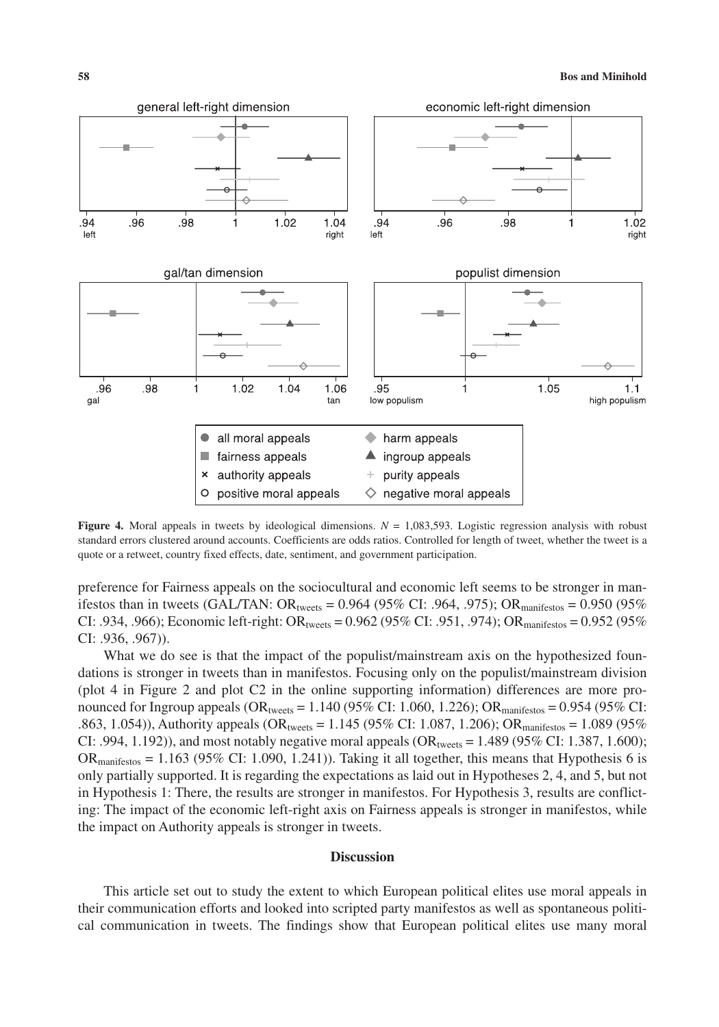**Figure 4.** Moral appeals in tweets by ideological dimensions. $N = 1{,}083{,}593$. Logistic regression analysis with robust standard errors clustered around accounts. Coefficients are odds ratios. Controlled for length of tweet, whether the tweet is a quote or a retweet, country fixed effects, date, sentiment, and government participation.

preference for Fairness appeals on the sociocultural and economic left seems to be stronger in manifestos than in tweets (GAL/TAN: $OR_{tweets} = 0.964$ (95% CI: .964, .975); $OR_{manifestos} = 0.950$ (95% CI: .934, .966); Economic left-right: $OR_{tweets} = 0.962$ (95% CI: .951, .974); $OR_{manifestos} = 0.952$ (95% CI: .936, .967)).

What we do see is that the impact of the populist/mainstream axis on the hypothesized foundations is stronger in tweets than in manifestos. Focusing only on the populist/mainstream division (plot 4 in Figure 2 and plot C2 in the online supporting information) differences are more pronounced for Ingroup appeals ($OR_{tweets} = 1.140$ (95% CI: 1.060, 1.226); $OR_{manifestos} = 0.954$ (95% CI: .863, 1.054)), Authority appeals ($OR_{tweets} = 1.145$ (95% CI: 1.087, 1.206); $OR_{manifestos} = 1.089$ (95% CI: .994, 1.192)), and most notably negative moral appeals ($OR_{tweets} = 1.489$ (95% CI: 1.387, 1.600); $OR_{manifestos} = 1.163$ (95% CI: 1.090, 1.241)). Taking it all together, this means that Hypothesis 6 is only partially supported. It is regarding the expectations as laid out in Hypotheses 2, 4, and 5, but not in Hypothesis 1: There, the results are stronger in manifestos. For Hypothesis 3, results are conflicting: The impact of the economic left-right axis on Fairness appeals is stronger in manifestos, while the impact on Authority appeals is stronger in tweets.

## Discussion

This article set out to study the extent to which European political elites use moral appeals in their communication efforts and looked into scripted party manifestos as well as spontaneous political communication in tweets. The findings show that European political elites use many moral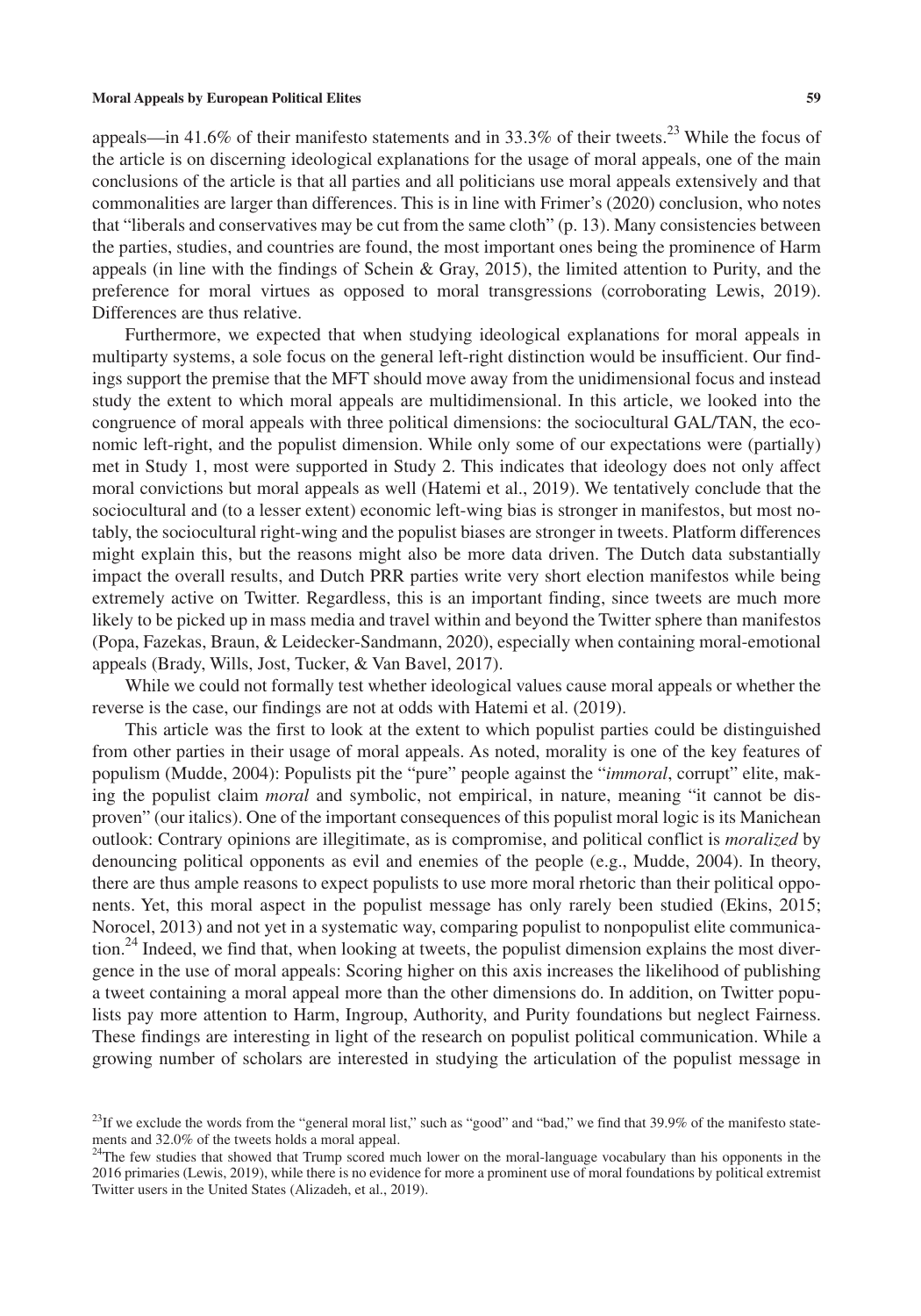appeals—in 41.6% of their manifesto statements and in 33.3% of their tweets.[23] While the focus of the article is on discerning ideological explanations for the usage of moral appeals, one of the main conclusions of the article is that all parties and all politicians use moral appeals extensively and that commonalities are larger than differences. This is in line with Frimer's (2020) conclusion, which notes that "liberals and conservatives may be cut from the same cloth" (p. 13). Many consistencies between the parties, studies, and countries are found, the most important ones being the prominence of Harm appeals (in line with the findings of Schein & Gray, 2015), the limited attention to Purity, and the preference for moral virtues as opposed to moral transgressions (corroborating Lewis, 2019). Differences are thus relative.

Furthermore, we expected that when studying ideological explanations for moral appeals in multiparty systems, a sole focus on the general left-right distinction would be insufficient. Our findings support the premise that the MFT should move away from the unidimensional focus and instead study the extent to which moral appeals are multidimensional. In this article, we looked into the congruence of moral appeals with three political dimensions: the sociocultural GAL/TAN, the economic left-right, and the populist dimension. While only some of our expectations were (partially) met in Study 1, most were supported in Study 2. This indicates that ideology does not only affect moral convictions but moral appeals as well (Hatemi et al., 2019). We tentatively conclude that the sociocultural and (to a lesser extent) economic left-wing bias is stronger in manifestos, but most notably, the sociocultural right-wing and the populist biases are stronger in tweets. Platform differences might explain this, but the reasons might also be more data driven. The Dutch data substantially impact the overall results, and Dutch PRR parties write very short election manifestos while being extremely active on Twitter. Regardless, this is an important finding, since tweets are much more likely to be picked up in mass media and travel within and beyond the Twitter sphere than manifestos (Popa, Fazekas, Braun, & Leidecker-Sandmann, 2020), especially when containing moral-emotional appeals (Brady, Wills, Jost, Tucker, & Van Bavel, 2017).

While we could not formally test whether ideological values cause moral appeals or whether the reverse is the case, our findings are not at odds with Hatemi et al. (2019).

This article was the first to look at the extent to which populist parties could be distinguished from other parties in their usage of moral appeals. As noted, morality is one of the key features of populism (Mudde, 2004): Populists pit the "pure" people against the "*immoral*, corrupt" elite, making the populist claim *moral* and symbolic, not empirical, in nature, meaning "it cannot be disproven" (our italics). One of the important consequences of this populist moral logic is its Manichean outlook: Contrary opinions are illegitimate, as is compromise, and political conflict is *moralized* by denouncing political opponents as evil and enemies of the people (e.g., Mudde, 2004). In theory, there are thus ample reasons to expect populists to use more moral rhetoric than their political opponents. Yet, this moral aspect in the populist message has only rarely been studied (Ekins, 2015; Norocel, 2013) and not yet in a systematic way, comparing populist to nonpopulist elite communication.[24] Indeed, we find that, when looking at tweets, the populist dimension explains the most divergence in the use of moral appeals: Scoring higher on this axis increases the likelihood of publishing a tweet containing a moral appeal more than the other dimensions do. In addition, on Twitter populists pay more attention to Harm, Ingroup, Authority, and Purity foundations but neglect Fairness. These findings are interesting in light of the research on populist political communication. While a growing number of scholars are interested in studying the articulation of the populist message in

[23]If we exclude the words from the "general moral list," such as "good" and "bad," we find that 39.9% of the manifesto statements and 32.0% of the tweets holds a moral appeal.

[24]The few studies that showed that Trump scored much lower on the moral-language vocabulary than his opponents in the 2016 primaries (Lewis, 2019), while there is no evidence for more a prominent use of moral foundations by political extremist Twitter users in the United States (Alizadeh, et al., 2019).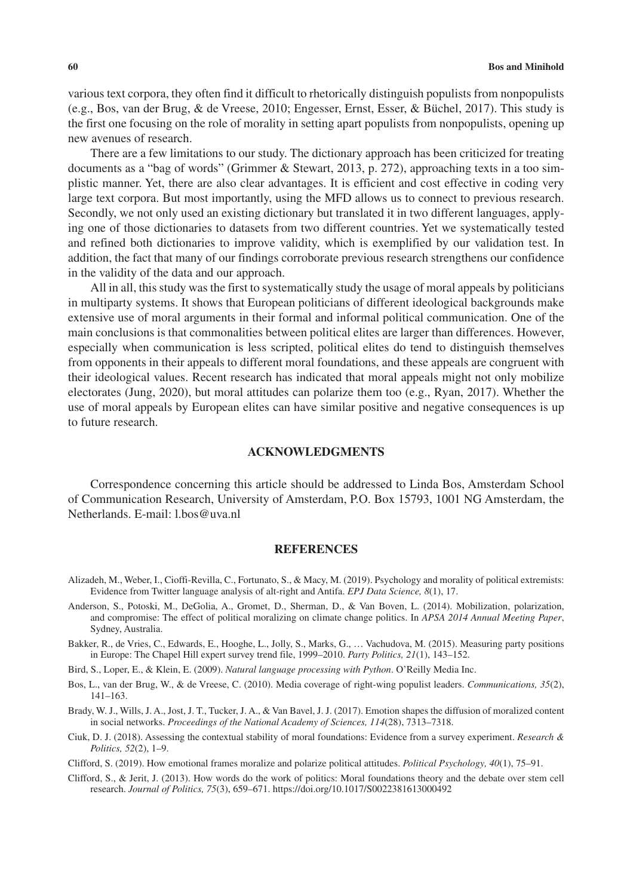various text corpora, they often find it difficult to rhetorically distinguish populists from nonpopulists (e.g., Bos, van der Brug, & de Vreese, 2010; Engesser, Ernst, Esser, & Büchel, 2017). This study is the first one focusing on the role of morality in setting apart populists from nonpopulists, opening up new avenues of research.

There are a few limitations to our study. The dictionary approach has been criticized for treating documents as a "bag of words" (Grimmer & Stewart, 2013, p. 272), approaching texts in a too simplistic manner. Yet, there are also clear advantages. It is efficient and cost effective in coding very large text corpora. But most importantly, using the MFD allows us to connect to previous research. Secondly, we not only used an existing dictionary but translated it in two different languages, applying one of those dictionaries to datasets from two different countries. Yet we systematically tested and refined both dictionaries to improve validity, which is exemplified by our validation test. In addition, the fact that many of our findings corroborate previous research strengthens our confidence in the validity of the data and our approach.

All in all, this study was the first to systematically study the usage of moral appeals by politicians in multiparty systems. It shows that European politicians of different ideological backgrounds make extensive use of moral arguments in their formal and informal political communication. One of the main conclusions is that commonalities between political elites are larger than differences. However, especially when communication is less scripted, political elites do tend to distinguish themselves from opponents in their appeals to different moral foundations, and these appeals are congruent with their ideological values. Recent research has indicated that moral appeals might not only mobilize electorates (Jung, 2020), but moral attitudes can polarize them too (e.g., Ryan, 2017). Whether the use of moral appeals by European elites can have similar positive and negative consequences is up to future research.

## ACKNOWLEDGMENTS

Correspondence concerning this article should be addressed to Linda Bos, Amsterdam School of Communication Research, University of Amsterdam, P.O. Box 15793, 1001 NG Amsterdam, the Netherlands. E-mail: l.bos@uva.nl

## REFERENCES

Alizadeh, M., Weber, I., Cioffi-Revilla, C., Fortunato, S., & Macy, M. (2019). Psychology and morality of political extremists: Evidence from Twitter language analysis of alt-right and Antifa. *EPJ Data Science, 8*(1), 17.

Anderson, S., Potoski, M., DeGolia, A., Gromet, D., Sherman, D., & Van Boven, L. (2014). Mobilization, polarization, and compromise: The effect of political moralizing on climate change politics. In *APSA 2014 Annual Meeting Paper*, Sydney, Australia.

Bakker, R., de Vries, C., Edwards, E., Hooghe, L., Jolly, S., Marks, G., … Vachudova, M. (2015). Measuring party positions in Europe: The Chapel Hill expert survey trend file, 1999–2010. *Party Politics, 21*(1), 143–152.

Bird, S., Loper, E., & Klein, E. (2009). *Natural language processing with Python*. O'Reilly Media Inc.

Bos, L., van der Brug, W., & de Vreese, C. (2010). Media coverage of right-wing populist leaders. *Communications, 35*(2), 141–163.

Brady, W. J., Wills, J. A., Jost, J. T., Tucker, J. A., & Van Bavel, J. J. (2017). Emotion shapes the diffusion of moralized content in social networks. *Proceedings of the National Academy of Sciences, 114*(28), 7313–7318.

Ciuk, D. J. (2018). Assessing the contextual stability of moral foundations: Evidence from a survey experiment. *Research & Politics, 52*(2), 1–9.

Clifford, S. (2019). How emotional frames moralize and polarize political attitudes. *Political Psychology, 40*(1), 75–91.

Clifford, S., & Jerit, J. (2013). How words do the work of politics: Moral foundations theory and the debate over stem cell research. *Journal of Politics, 75*(3), 659–671. https://doi.org/10.1017/S0022381613000492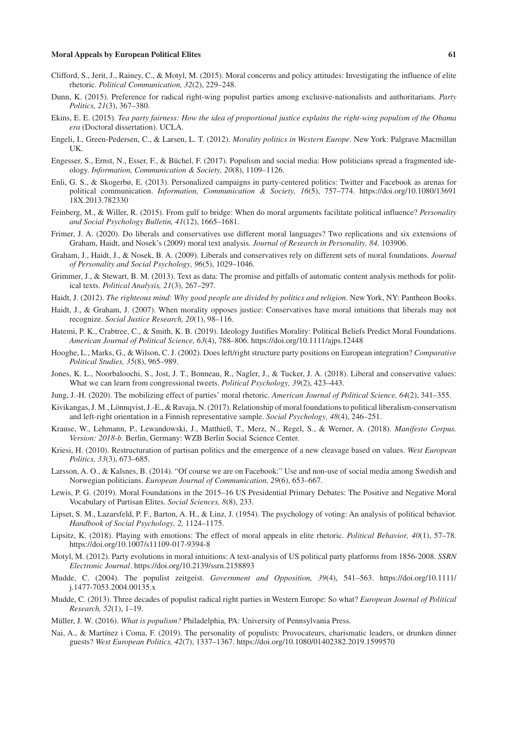Clifford, S., Jerit, J., Rainey, C., & Motyl, M. (2015). Moral concerns and policy attitudes: Investigating the influence of elite rhetoric. *Political Communication, 32*(2), 229–248.

Dunn, K. (2015). Preference for radical right-wing populist parties among exclusive-nationalists and authoritarians. *Party Politics, 21*(3), 367–380.

Ekins, E. E. (2015). *Tea party fairness: How the idea of proportional justice explains the right-wing populism of the Obama era* (Doctoral dissertation). UCLA.

Engeli, I., Green-Pedersen, C., & Larsen, L. T. (2012). *Morality politics in Western Europe*. New York: Palgrave Macmillan UK.

Engesser, S., Ernst, N., Esser, F., & Büchel, F. (2017). Populism and social media: How politicians spread a fragmented ideology. *Information, Communication & Society, 20*(8), 1109–1126.

Enli, G. S., & Skogerbø, E. (2013). Personalized campaigns in party-centered politics: Twitter and Facebook as arenas for political communication. *Information, Communication & Society, 16*(5), 757–774. https://doi.org/10.1080/1369118X.2013.782330

Feinberg, M., & Willer, R. (2015). From gulf to bridge: When do moral arguments facilitate political influence? *Personality and Social Psychology Bulletin, 41*(12), 1665–1681.

Frimer, J. A. (2020). Do liberals and conservatives use different moral languages? Two replications and six extensions of Graham, Haidt, and Nosek's (2009) moral text analysis. *Journal of Research in Personality, 84,* 103906.

Graham, J., Haidt, J., & Nosek, B. A. (2009). Liberals and conservatives rely on different sets of moral foundations. *Journal of Personality and Social Psychology, 96*(5), 1029–1046.

Grimmer, J., & Stewart, B. M. (2013). Text as data: The promise and pitfalls of automatic content analysis methods for political texts. *Political Analysis, 21*(3), 267–297.

Haidt, J. (2012). *The righteous mind: Why good people are divided by politics and religion*. New York, NY: Pantheon Books.

Haidt, J., & Graham, J. (2007). When morality opposes justice: Conservatives have moral intuitions that liberals may not recognize. *Social Justice Research, 20*(1), 98–116.

Hatemi, P. K., Crabtree, C., & Smith, K. B. (2019). Ideology Justifies Morality: Political Beliefs Predict Moral Foundations. *American Journal of Political Science, 63*(4), 788–806. https://doi.org/10.1111/ajps.12448

Hooghe, L., Marks, G., & Wilson, C. J. (2002). Does left/right structure party positions on European integration? *Comparative Political Studies, 35*(8), 965–989.

Jones, K. L., Noorbaloochi, S., Jost, J. T., Bonneau, R., Nagler, J., & Tucker, J. A. (2018). Liberal and conservative values: What we can learn from congressional tweets. *Political Psychology, 39*(2), 423–443.

Jung, J.-H. (2020). The mobilizing effect of parties' moral rhetoric. *American Journal of Political Science, 64*(2), 341–355.

Kivikangas, J. M., Lönnqvist, J.-E., & Ravaja, N. (2017). Relationship of moral foundations to political liberalism-conservatism and left-right orientation in a Finnish representative sample. *Social Psychology, 48*(4), 246–251.

Krause, W., Lehmann, P., Lewandowski, J., Matthieß, T., Merz, N., Regel, S., & Werner, A. (2018). *Manifesto Corpus. Version: 2018-b*. Berlin, Germany: WZB Berlin Social Science Center.

Kriesi, H. (2010). Restructuration of partisan politics and the emergence of a new cleavage based on values. *West European Politics, 33*(3), 673–685.

Larsson, A. O., & Kalsnes, B. (2014). "Of course we are on Facebook:" Use and non-use of social media among Swedish and Norwegian politicians. *European Journal of Communication, 29*(6), 653–667.

Lewis, P. G. (2019). Moral Foundations in the 2015–16 US Presidential Primary Debates: The Positive and Negative Moral Vocabulary of Partisan Elites. *Social Sciences, 8*(8), 233.

Lipset, S. M., Lazarsfeld, P. F., Barton, A. H., & Linz, J. (1954). The psychology of voting: An analysis of political behavior. *Handbook of Social Psychology, 2,* 1124–1175.

Lipsitz, K. (2018). Playing with emotions: The effect of moral appeals in elite rhetoric. *Political Behavior, 40*(1), 57–78. https://doi.org/10.1007/s11109-017-9394-8

Motyl, M. (2012). Party evolutions in moral intuitions: A text-analysis of US political party platforms from 1856-2008. *SSRN Electronic Journal*. https://doi.org/10.2139/ssrn.2158893

Mudde, C. (2004). The populist zeitgeist. *Government and Opposition, 39*(4), 541–563. https://doi.org/10.1111/j.1477-7053.2004.00135.x

Mudde, C. (2013). Three decades of populist radical right parties in Western Europe: So what? *European Journal of Political Research, 52*(1), 1–19.

Müller, J. W. (2016). *What is populism?* Philadelphia, PA: University of Pennsylvania Press.

Nai, A., & Martínez i Coma, F. (2019). The personality of populists: Provocateurs, charismatic leaders, or drunken dinner guests? *West European Politics, 42*(7), 1337–1367. https://doi.org/10.1080/01402382.2019.1599570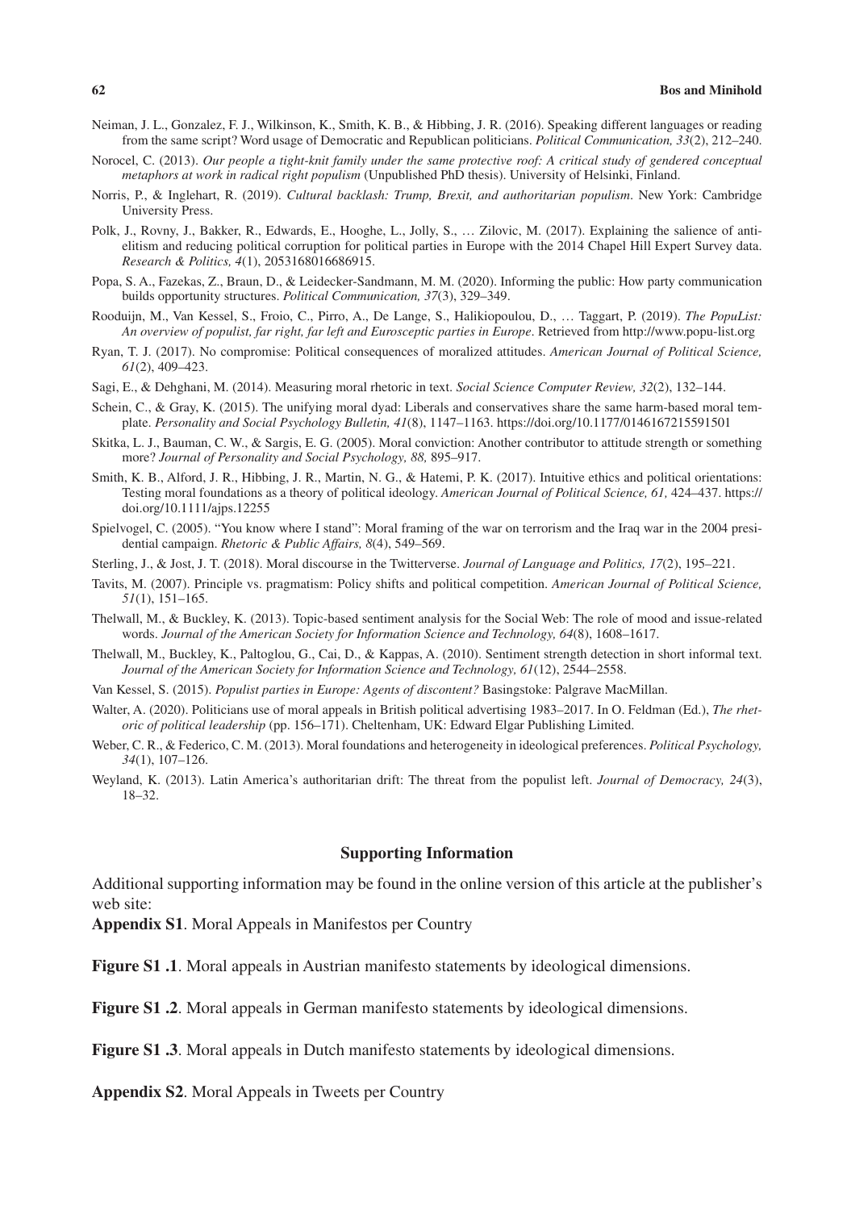Neiman, J. L., Gonzalez, F. J., Wilkinson, K., Smith, K. B., & Hibbing, J. R. (2016). Speaking different languages or reading from the same script? Word usage of Democratic and Republican politicians. *Political Communication, 33*(2), 212–240.

Norocel, C. (2013). *Our people a tight-knit family under the same protective roof: A critical study of gendered conceptual metaphors at work in radical right populism* (Unpublished PhD thesis). University of Helsinki, Finland.

Norris, P., & Inglehart, R. (2019). *Cultural backlash: Trump, Brexit, and authoritarian populism*. New York: Cambridge University Press.

Polk, J., Rovny, J., Bakker, R., Edwards, E., Hooghe, L., Jolly, S., … Zilovic, M. (2017). Explaining the salience of anti-elitism and reducing political corruption for political parties in Europe with the 2014 Chapel Hill Expert Survey data. *Research & Politics, 4*(1), 2053168016686915.

Popa, S. A., Fazekas, Z., Braun, D., & Leidecker-Sandmann, M. M. (2020). Informing the public: How party communication builds opportunity structures. *Political Communication, 37*(3), 329–349.

Rooduijn, M., Van Kessel, S., Froio, C., Pirro, A., De Lange, S., Halikiopoulou, D., … Taggart, P. (2019). *The PopuList: An overview of populist, far right, far left and Eurosceptic parties in Europe*. Retrieved from http://www.popu-list.org

Ryan, T. J. (2017). No compromise: Political consequences of moralized attitudes. *American Journal of Political Science, 61*(2), 409–423.

Sagi, E., & Dehghani, M. (2014). Measuring moral rhetoric in text. *Social Science Computer Review, 32*(2), 132–144.

Schein, C., & Gray, K. (2015). The unifying moral dyad: Liberals and conservatives share the same harm-based moral template. *Personality and Social Psychology Bulletin, 41*(8), 1147–1163. https://doi.org/10.1177/0146167215591501

Skitka, L. J., Bauman, C. W., & Sargis, E. G. (2005). Moral conviction: Another contributor to attitude strength or something more? *Journal of Personality and Social Psychology, 88,* 895–917.

Smith, K. B., Alford, J. R., Hibbing, J. R., Martin, N. G., & Hatemi, P. K. (2017). Intuitive ethics and political orientations: Testing moral foundations as a theory of political ideology. *American Journal of Political Science, 61,* 424–437. https://doi.org/10.1111/ajps.12255

Spielvogel, C. (2005). "You know where I stand": Moral framing of the war on terrorism and the Iraq war in the 2004 presidential campaign. *Rhetoric & Public Affairs, 8*(4), 549–569.

Sterling, J., & Jost, J. T. (2018). Moral discourse in the Twitterverse. *Journal of Language and Politics, 17*(2), 195–221.

Tavits, M. (2007). Principle vs. pragmatism: Policy shifts and political competition. *American Journal of Political Science, 51*(1), 151–165.

Thelwall, M., & Buckley, K. (2013). Topic-based sentiment analysis for the Social Web: The role of mood and issue-related words. *Journal of the American Society for Information Science and Technology, 64*(8), 1608–1617.

Thelwall, M., Buckley, K., Paltoglou, G., Cai, D., & Kappas, A. (2010). Sentiment strength detection in short informal text. *Journal of the American Society for Information Science and Technology, 61*(12), 2544–2558.

Van Kessel, S. (2015). *Populist parties in Europe: Agents of discontent?* Basingstoke: Palgrave MacMillan.

Walter, A. (2020). Politicians use of moral appeals in British political advertising 1983–2017. In O. Feldman (Ed.), *The rhetoric of political leadership* (pp. 156–171). Cheltenham, UK: Edward Elgar Publishing Limited.

Weber, C. R., & Federico, C. M. (2013). Moral foundations and heterogeneity in ideological preferences. *Political Psychology, 34*(1), 107–126.

Weyland, K. (2013). Latin America's authoritarian drift: The threat from the populist left. *Journal of Democracy, 24*(3), 18–32.

## Supporting Information

Additional supporting information may be found in the online version of this article at the publisher's web site:

**Appendix S1**. Moral Appeals in Manifestos per Country

**Figure S1 .1**. Moral appeals in Austrian manifesto statements by ideological dimensions.

**Figure S1 .2**. Moral appeals in German manifesto statements by ideological dimensions.

**Figure S1 .3**. Moral appeals in Dutch manifesto statements by ideological dimensions.

**Appendix S2**. Moral Appeals in Tweets per Country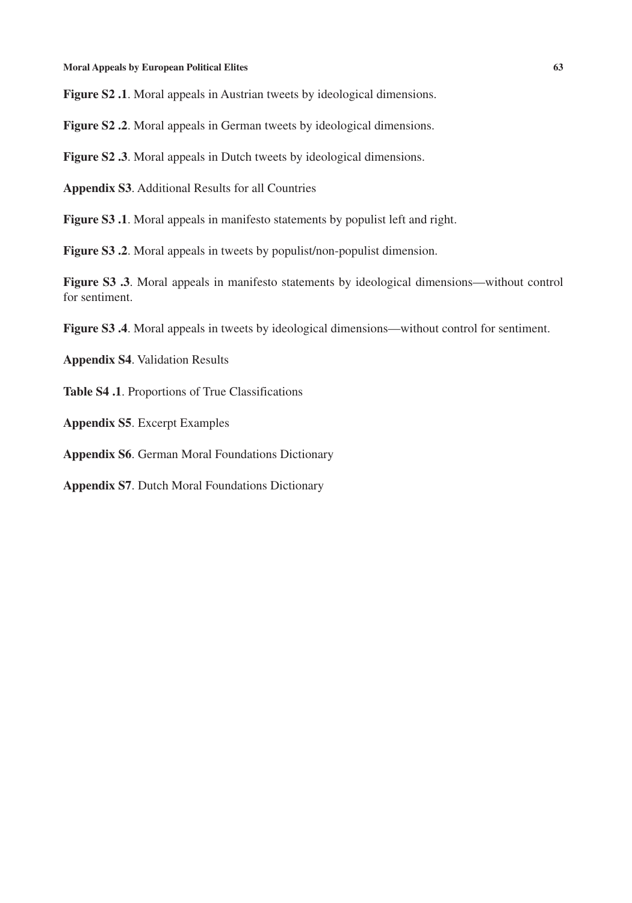**Figure S2 .1**. Moral appeals in Austrian tweets by ideological dimensions.

**Figure S2 .2**. Moral appeals in German tweets by ideological dimensions.

**Figure S2 .3**. Moral appeals in Dutch tweets by ideological dimensions.

**Appendix S3**. Additional Results for all Countries

**Figure S3 .1**. Moral appeals in manifesto statements by populist left and right.

**Figure S3 .2**. Moral appeals in tweets by populist/non-populist dimension.

**Figure S3 .3**. Moral appeals in manifesto statements by ideological dimensions—without control for sentiment.

**Figure S3 .4**. Moral appeals in tweets by ideological dimensions—without control for sentiment.

**Appendix S4**. Validation Results

**Table S4 .1**. Proportions of True Classifications

**Appendix S5**. Excerpt Examples

**Appendix S6**. German Moral Foundations Dictionary

**Appendix S7**. Dutch Moral Foundations Dictionary